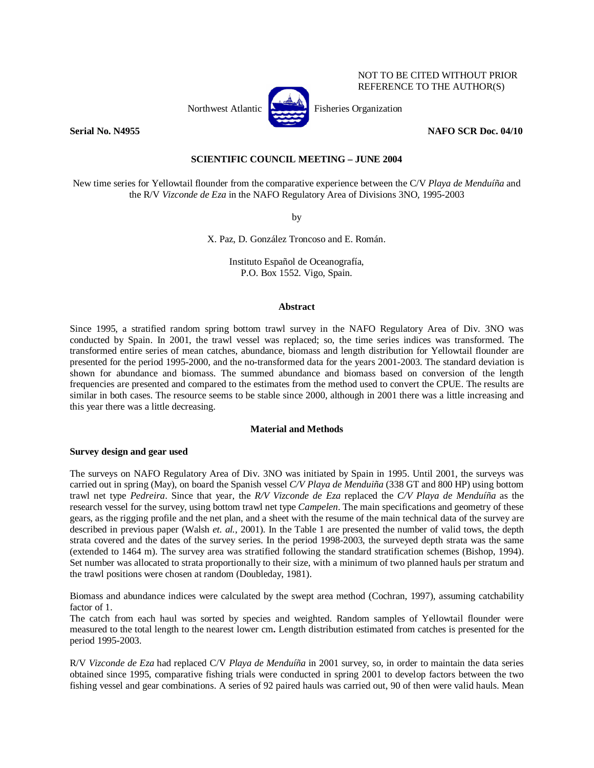NOT TO BE CITED WITHOUT PRIOR REFERENCE TO THE AUTHOR(S)

Northwest Atlantic Fisheries Organization

**Serial No. N4955** **NAFO SCR Doc. 04/10**

**SCIENTIFIC COUNCIL MEETING – JUNE 2004**

New time series for Yellowtail flounder from the comparative experience between the C/V *Playa de Menduíña* and the R/V *Vizconde de Eza* in the NAFO Regulatory Area of Divisions 3NO, 1995-2003

by

X. Paz, D. González Troncoso and E. Román.

Instituto Español de Oceanografía,
P.O. Box 1552. Vigo, Spain.

## Abstract

Since 1995, a stratified random spring bottom trawl survey in the NAFO Regulatory Area of Div. 3NO was conducted by Spain. In 2001, the trawl vessel was replaced; so, the time series indices was transformed. The transformed entire series of mean catches, abundance, biomass and length distribution for Yellowtail flounder are presented for the period 1995-2000, and the no-transformed data for the years 2001-2003. The standard deviation is shown for abundance and biomass. The summed abundance and biomass based on conversion of the length frequencies are presented and compared to the estimates from the method used to convert the CPUE. The results are similar in both cases. The resource seems to be stable since 2000, although in 2001 there was a little increasing and this year there was a little decreasing.

## Material and Methods

### Survey design and gear used

The surveys on NAFO Regulatory Area of Div. 3NO was initiated by Spain in 1995. Until 2001, the surveys was carried out in spring (May), on board the Spanish vessel *C/V Playa de Menduiña* (338 GT and 800 HP) using bottom trawl net type *Pedreira*. Since that year, the *R/V Vizconde de Eza* replaced the *C/V Playa de Menduíña* as the research vessel for the survey, using bottom trawl net type *Campelen*. The main specifications and geometry of these gears, as the rigging profile and the net plan, and a sheet with the resume of the main technical data of the survey are described in previous paper (Walsh *et. al.*, 2001). In the Table 1 are presented the number of valid tows, the depth strata covered and the dates of the survey series. In the period 1998-2003, the surveyed depth strata was the same (extended to 1464 m). The survey area was stratified following the standard stratification schemes (Bishop, 1994). Set number was allocated to strata proportionally to their size, with a minimum of two planned hauls per stratum and the trawl positions were chosen at random (Doubleday, 1981).

Biomass and abundance indices were calculated by the swept area method (Cochran, 1997), assuming catchability factor of 1.
The catch from each haul was sorted by species and weighted. Random samples of Yellowtail flounder were measured to the total length to the nearest lower cm**.** Length distribution estimated from catches is presented for the period 1995-2003.

R/V *Vizconde de Eza* had replaced C/V *Playa de Menduíña* in 2001 survey, so, in order to maintain the data series obtained since 1995, comparative fishing trials were conducted in spring 2001 to develop factors between the two fishing vessel and gear combinations. A series of 92 paired hauls was carried out, 90 of then were valid hauls. Mean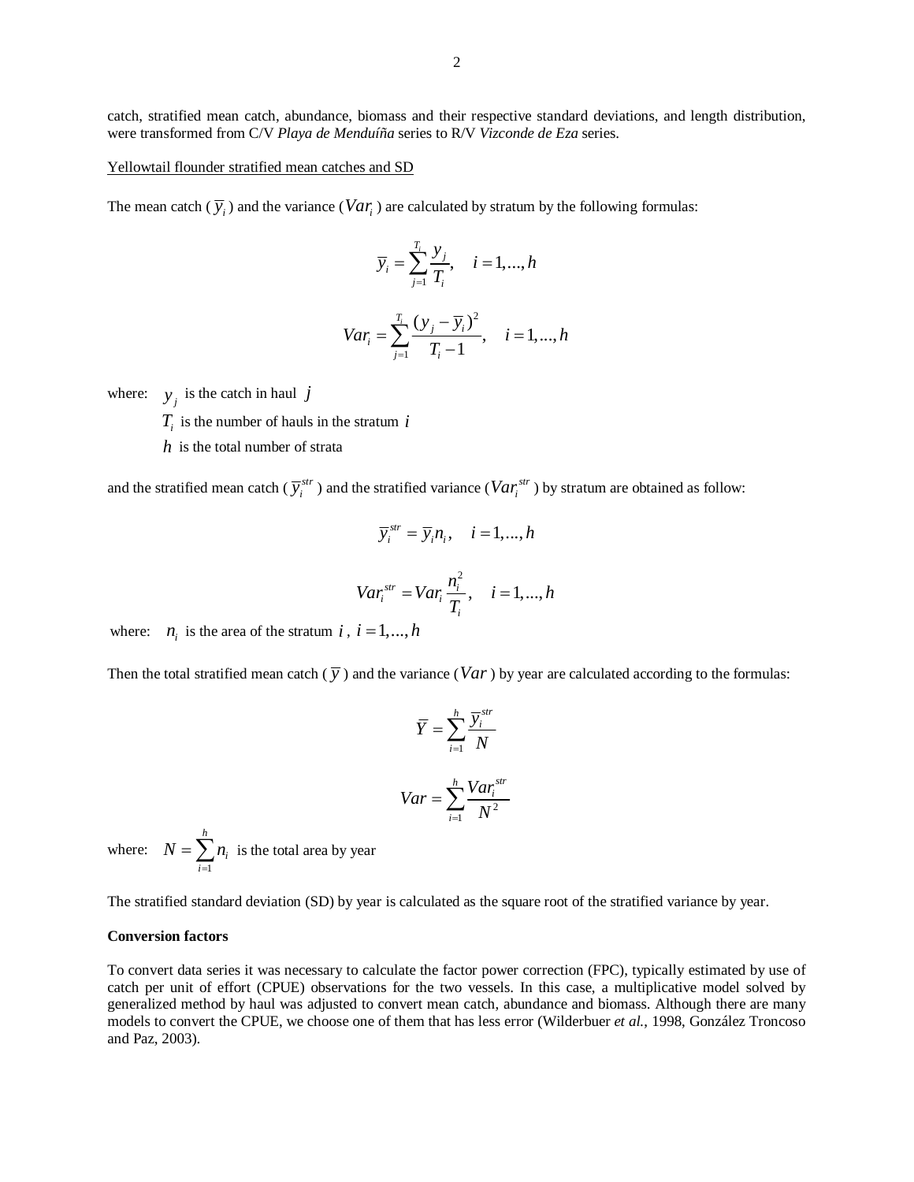catch, stratified mean catch, abundance, biomass and their respective standard deviations, and length distribution, were transformed from C/V *Playa de Menduíña* series to R/V *Vizconde de Eza* series.

Yellowtail flounder stratified mean catches and SD

The mean catch ($\overline{y}_i$) and the variance ($Var_i$) are calculated by stratum by the following formulas:

$$\overline{y}_i = \sum_{j=1}^{T_i} \frac{y_j}{T_i}, \quad i = 1,...,h$$

$$Var_i = \sum_{j=1}^{T_i} \frac{(y_j - \overline{y}_i)^2}{T_i - 1}, \quad i = 1,...,h$$

where: $y_j$ is the catch in haul $j$

$T_i$ is the number of hauls in the stratum $i$

$h$ is the total number of strata

and the stratified mean catch ($\overline{y}_i^{str}$) and the stratified variance ($Var_i^{str}$) by stratum are obtained as follow:

$$\overline{y}_i^{str} = \overline{y}_i n_i, \quad i = 1,...,h$$

$$Var_i^{str} = Var_i \frac{n_i^2}{T_i}, \quad i = 1,...,h$$

where: $n_i$ is the area of the stratum $i$, $i = 1,...,h$

Then the total stratified mean catch ($\overline{y}$) and the variance ($Var$) by year are calculated according to the formulas:

$$\overline{Y} = \sum_{i=1}^{h} \frac{\overline{y}_i^{str}}{N}$$

$$Var = \sum_{i=1}^{h} \frac{Var_i^{str}}{N^2}$$

where: $N = \sum_{i=1}^{h} n_i$ is the total area by year

The stratified standard deviation (SD) by year is calculated as the square root of the stratified variance by year.

**Conversion factors**

To convert data series it was necessary to calculate the factor power correction (FPC), typically estimated by use of catch per unit of effort (CPUE) observations for the two vessels. In this case, a multiplicative model solved by generalized method by haul was adjusted to convert mean catch, abundance and biomass. Although there are many models to convert the CPUE, we choose one of them that has less error (Wilderbuer *et al.*, 1998, González Troncoso and Paz, 2003).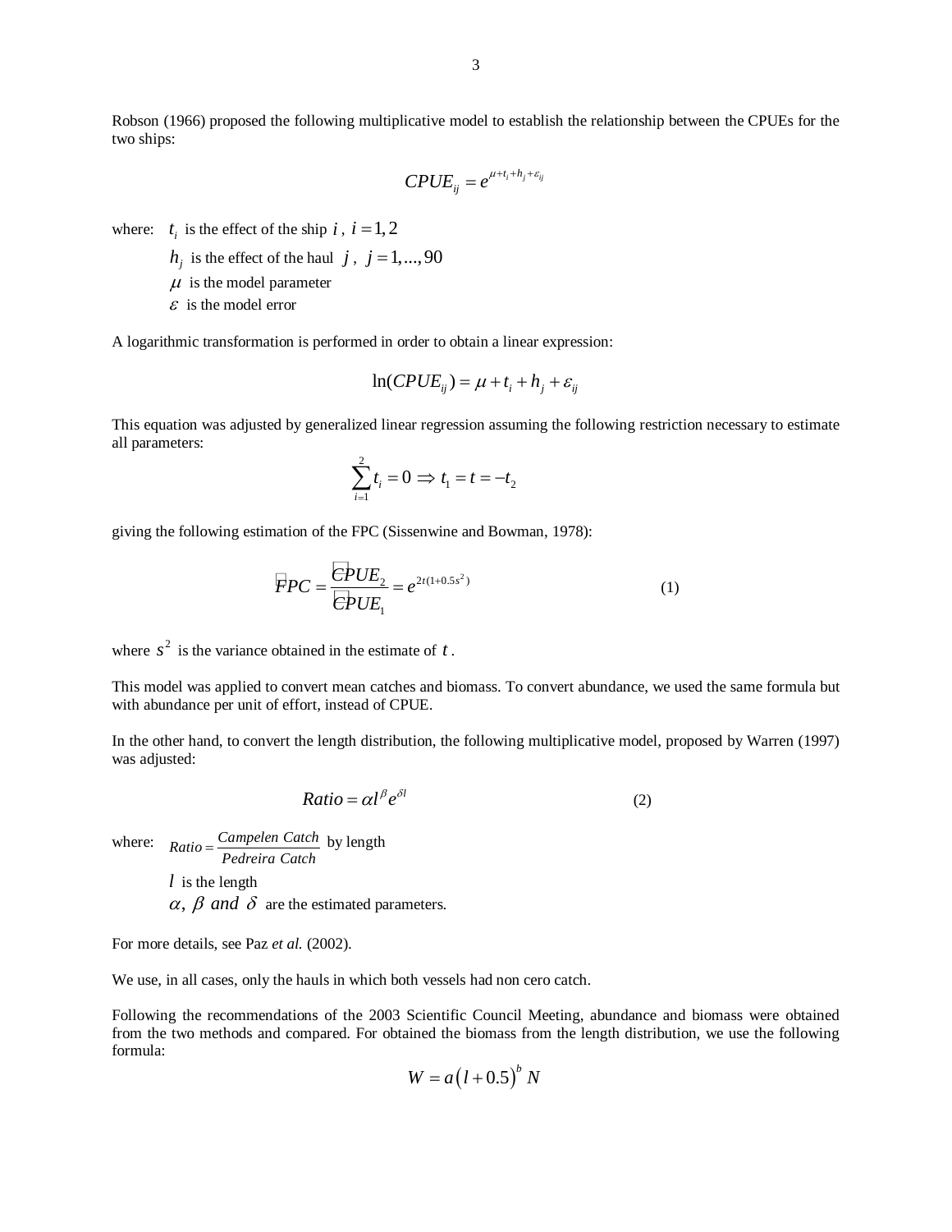Robson (1966) proposed the following multiplicative model to establish the relationship between the CPUEs for the two ships:

$$CPUE_{ij} = e^{\mu + t_i + h_j + \varepsilon_{ij}}$$

where: $t_i$ is the effect of the ship $i$, $i = 1, 2$

$h_j$ is the effect of the haul $j$, $j = 1, ..., 90$

$\mu$ is the model parameter

$\varepsilon$ is the model error

A logarithmic transformation is performed in order to obtain a linear expression:

$$\ln(CPUE_{ij}) = \mu + t_i + h_j + \varepsilon_{ij}$$

This equation was adjusted by generalized linear regression assuming the following restriction necessary to estimate all parameters:

$$\sum_{i=1}^{2} t_i = 0 \Rightarrow t_1 = t = -t_2$$

giving the following estimation of the FPC (Sissenwine and Bowman, 1978):

$$\hat{FPC} = \frac{\hat{CPUE}_2}{\hat{CPUE}_1} = e^{2t(1+0.5s^2)} \tag{1}$$

where $s^2$ is the variance obtained in the estimate of $t$.

This model was applied to convert mean catches and biomass. To convert abundance, we used the same formula but with abundance per unit of effort, instead of CPUE.

In the other hand, to convert the length distribution, the following multiplicative model, proposed by Warren (1997) was adjusted:

$$Ratio = \alpha l^{\beta} e^{\delta l} \tag{2}$$

where: $Ratio = \frac{Campelen\ Catch}{Pedreira\ Catch}$ by length

$l$ is the length

$\alpha,\ \beta\ and\ \delta$ are the estimated parameters.

For more details, see Paz *et al.* (2002).

We use, in all cases, only the hauls in which both vessels had non cero catch.

Following the recommendations of the 2003 Scientific Council Meeting, abundance and biomass were obtained from the two methods and compared. For obtained the biomass from the length distribution, we use the following formula:

$$W = a\left(l + 0.5\right)^{b} N$$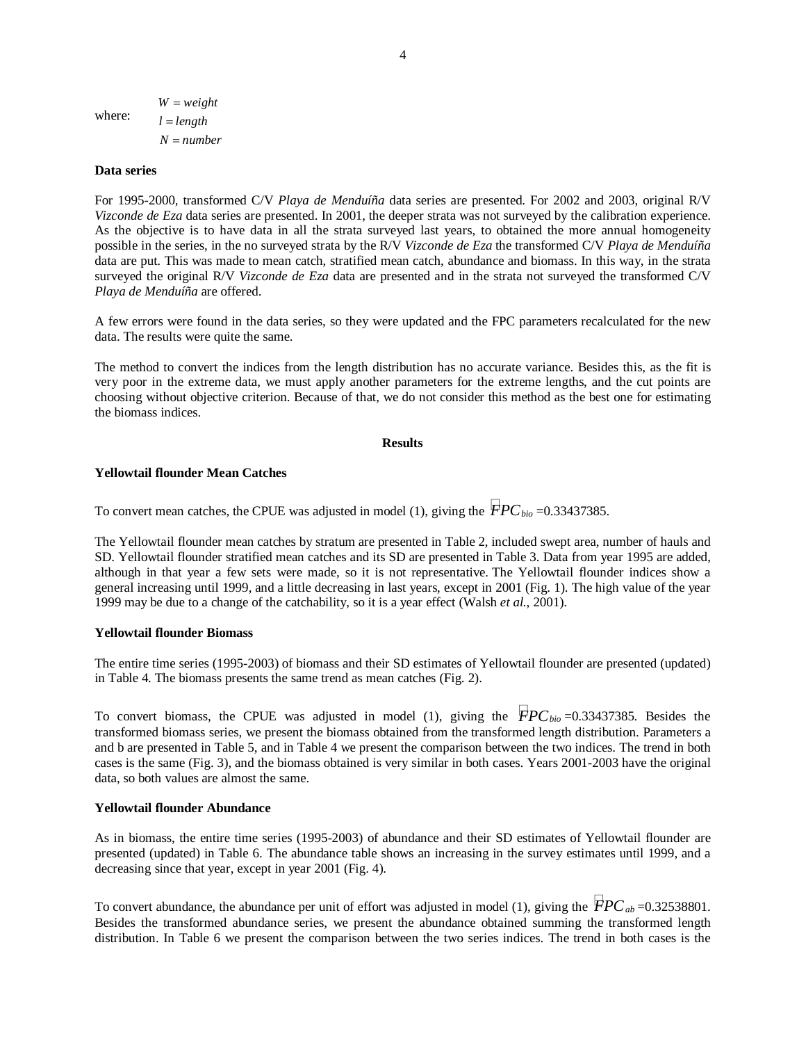where: 
$$W = weight$$
$$l = length$$
$$N = number$$

**Data series**

For 1995-2000, transformed C/V *Playa de Menduíña* data series are presented. For 2002 and 2003, original R/V *Vizconde de Eza* data series are presented. In 2001, the deeper strata was not surveyed by the calibration experience. As the objective is to have data in all the strata surveyed last years, to obtained the more annual homogeneity possible in the series, in the no surveyed strata by the R/V *Vizconde de Eza* the transformed C/V *Playa de Menduíña* data are put. This was made to mean catch, stratified mean catch, abundance and biomass. In this way, in the strata surveyed the original R/V *Vizconde de Eza* data are presented and in the strata not surveyed the transformed C/V *Playa de Menduíña* are offered.

A few errors were found in the data series, so they were updated and the FPC parameters recalculated for the new data. The results were quite the same.

The method to convert the indices from the length distribution has no accurate variance. Besides this, as the fit is very poor in the extreme data, we must apply another parameters for the extreme lengths, and the cut points are choosing without objective criterion. Because of that, we do not consider this method as the best one for estimating the biomass indices.

## Results

**Yellowtail flounder Mean Catches**

To convert mean catches, the CPUE was adjusted in model (1), giving the $\hat{FPC}_{bio}$ =0.33437385.

The Yellowtail flounder mean catches by stratum are presented in Table 2, included swept area, number of hauls and SD. Yellowtail flounder stratified mean catches and its SD are presented in Table 3. Data from year 1995 are added, although in that year a few sets were made, so it is not representative. The Yellowtail flounder indices show a general increasing until 1999, and a little decreasing in last years, except in 2001 (Fig. 1). The high value of the year 1999 may be due to a change of the catchability, so it is a year effect (Walsh *et al.*, 2001).

**Yellowtail flounder Biomass**

The entire time series (1995-2003) of biomass and their SD estimates of Yellowtail flounder are presented (updated) in Table 4. The biomass presents the same trend as mean catches (Fig. 2).

To convert biomass, the CPUE was adjusted in model (1), giving the $\hat{FPC}_{bio}$ =0.33437385. Besides the transformed biomass series, we present the biomass obtained from the transformed length distribution. Parameters a and b are presented in Table 5, and in Table 4 we present the comparison between the two indices. The trend in both cases is the same (Fig. 3), and the biomass obtained is very similar in both cases. Years 2001-2003 have the original data, so both values are almost the same.

**Yellowtail flounder Abundance**

As in biomass, the entire time series (1995-2003) of abundance and their SD estimates of Yellowtail flounder are presented (updated) in Table 6. The abundance table shows an increasing in the survey estimates until 1999, and a decreasing since that year, except in year 2001 (Fig. 4).

To convert abundance, the abundance per unit of effort was adjusted in model (1), giving the $\hat{FPC}_{ab}$ =0.32538801. Besides the transformed abundance series, we present the abundance obtained summing the transformed length distribution. In Table 6 we present the comparison between the two series indices. The trend in both cases is the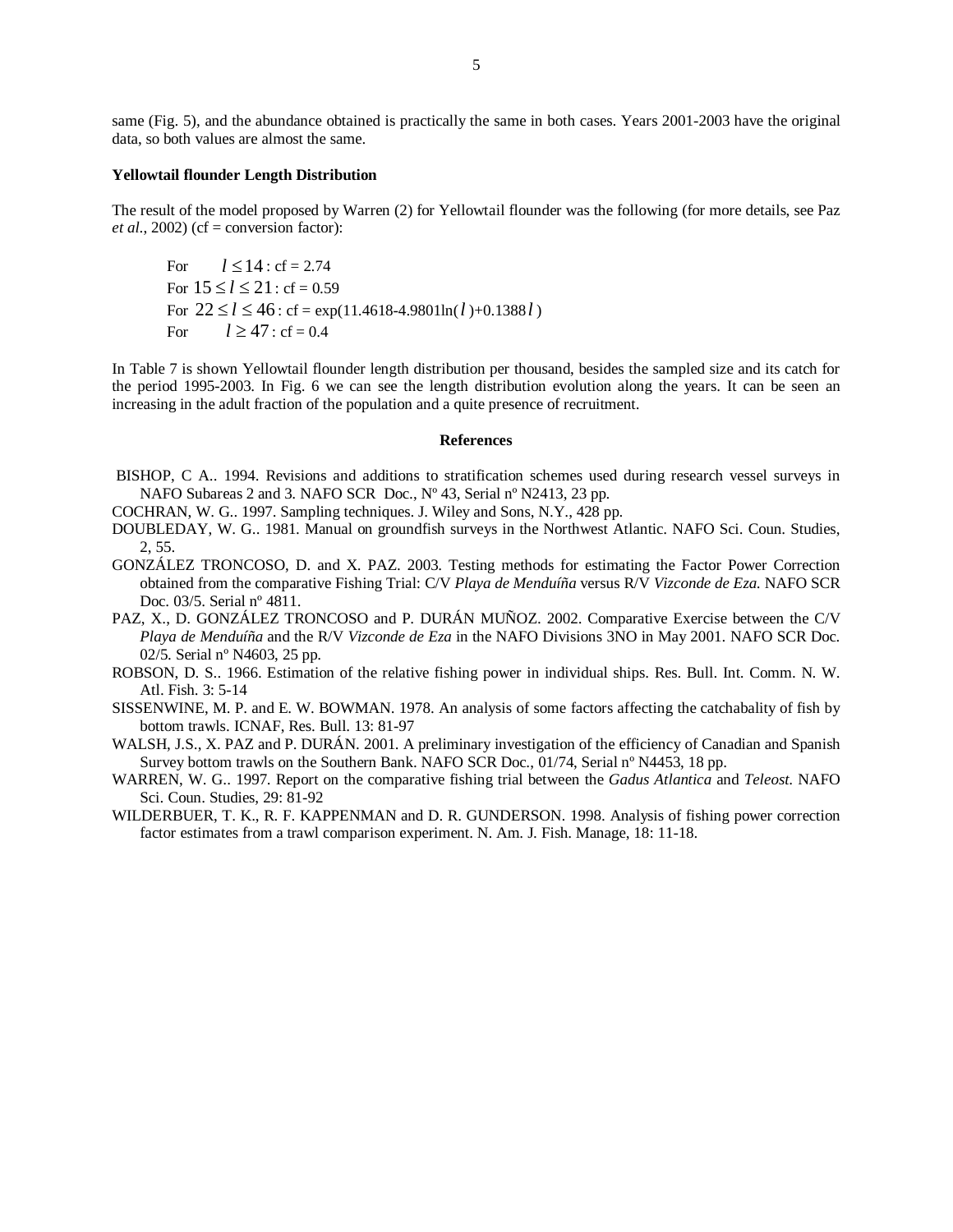same (Fig. 5), and the abundance obtained is practically the same in both cases. Years 2001-2003 have the original data, so both values are almost the same.

**Yellowtail flounder Length Distribution**

The result of the model proposed by Warren (2) for Yellowtail flounder was the following (for more details, see Paz *et al.*, 2002) (cf = conversion factor):

For $l \leq 14$ : cf = 2.74
For $15 \leq l \leq 21$ : cf = 0.59
For $22 \leq l \leq 46$ : cf = exp(11.4618-4.9801ln($l$)+0.1388$l$)
For $l \geq 47$ : cf = 0.4

In Table 7 is shown Yellowtail flounder length distribution per thousand, besides the sampled size and its catch for the period 1995-2003. In Fig. 6 we can see the length distribution evolution along the years. It can be seen an increasing in the adult fraction of the population and a quite presence of recruitment.

## References

BISHOP, C A.. 1994. Revisions and additions to stratification schemes used during research vessel surveys in NAFO Subareas 2 and 3. NAFO SCR Doc., Nº 43, Serial nº N2413, 23 pp.

COCHRAN, W. G.. 1997. Sampling techniques. J. Wiley and Sons, N.Y., 428 pp.

DOUBLEDAY, W. G.. 1981. Manual on groundfish surveys in the Northwest Atlantic. NAFO Sci. Coun. Studies, 2, 55.

GONZÁLEZ TRONCOSO, D. and X. PAZ. 2003. Testing methods for estimating the Factor Power Correction obtained from the comparative Fishing Trial: C/V *Playa de Menduíña* versus R/V *Vizconde de Eza*. NAFO SCR Doc. 03/5. Serial nº 4811.

PAZ, X., D. GONZÁLEZ TRONCOSO and P. DURÁN MUÑOZ. 2002. Comparative Exercise between the C/V *Playa de Menduíña* and the R/V *Vizconde de Eza* in the NAFO Divisions 3NO in May 2001. NAFO SCR Doc. 02/5. Serial nº N4603, 25 pp.

ROBSON, D. S.. 1966. Estimation of the relative fishing power in individual ships. Res. Bull. Int. Comm. N. W. Atl. Fish. 3: 5-14

SISSENWINE, M. P. and E. W. BOWMAN. 1978. An analysis of some factors affecting the catchabality of fish by bottom trawls. ICNAF, Res. Bull. 13: 81-97

WALSH, J.S., X. PAZ and P. DURÁN. 2001. A preliminary investigation of the efficiency of Canadian and Spanish Survey bottom trawls on the Southern Bank. NAFO SCR Doc., 01/74, Serial nº N4453, 18 pp.

WARREN, W. G.. 1997. Report on the comparative fishing trial between the *Gadus Atlantica* and *Teleost*. NAFO Sci. Coun. Studies, 29: 81-92

WILDERBUER, T. K., R. F. KAPPENMAN and D. R. GUNDERSON. 1998. Analysis of fishing power correction factor estimates from a trawl comparison experiment. N. Am. J. Fish. Manage, 18: 11-18.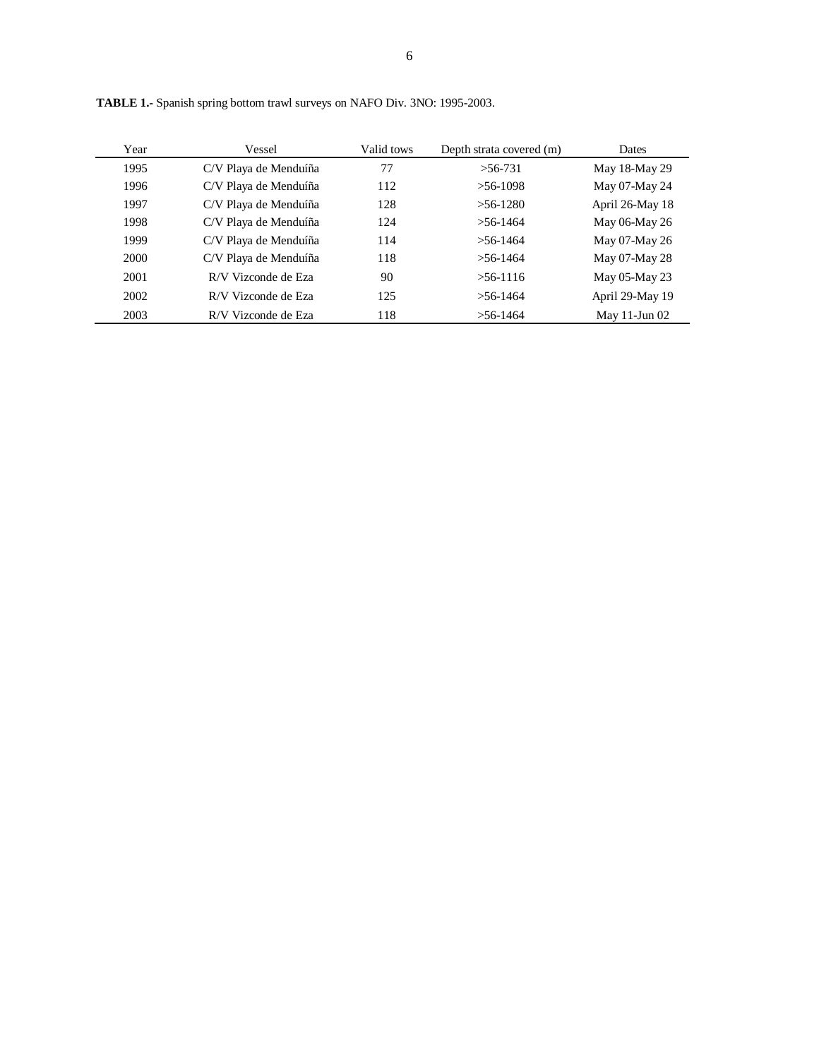**TABLE 1.-** Spanish spring bottom trawl surveys on NAFO Div. 3NO: 1995-2003.

| Year | Vessel | Valid tows | Depth strata covered (m) | Dates |
|---|---|---|---|---|
| 1995 | C/V Playa de Menduíña | 77 | >56-731 | May 18-May 29 |
| 1996 | C/V Playa de Menduíña | 112 | >56-1098 | May 07-May 24 |
| 1997 | C/V Playa de Menduíña | 128 | >56-1280 | April 26-May 18 |
| 1998 | C/V Playa de Menduíña | 124 | >56-1464 | May 06-May 26 |
| 1999 | C/V Playa de Menduíña | 114 | >56-1464 | May 07-May 26 |
| 2000 | C/V Playa de Menduíña | 118 | >56-1464 | May 07-May 28 |
| 2001 | R/V Vizconde de Eza | 90 | >56-1116 | May 05-May 23 |
| 2002 | R/V Vizconde de Eza | 125 | >56-1464 | April 29-May 19 |
| 2003 | R/V Vizconde de Eza | 118 | >56-1464 | May 11-Jun 02 |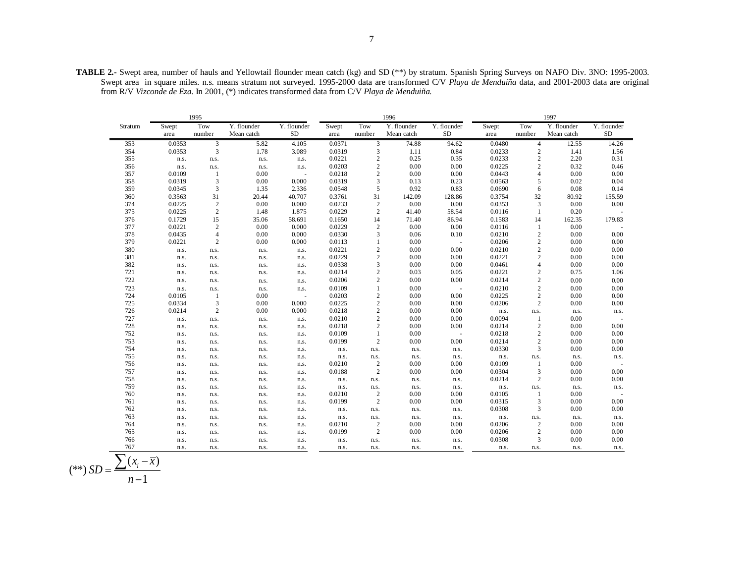**TABLE 2.-** Swept area, number of hauls and Yellowtail flounder mean catch (kg) and SD (**) by stratum. Spanish Spring Surveys on NAFO Div. 3NO: 1995-2003. Swept area in square miles. n.s. means stratum not surveyed. 1995-2000 data are transformed C/V *Playa de Menduíña* data, and 2001-2003 data are original from R/V *Vizconde de Eza*. In 2001, (*) indicates transformed data from C/V *Playa de Menduiña*.

| Stratum | 1995 | | | | 1996 | | | | 1997 | | | |
|---|---|---|---|---|---|---|---|---|---|---|---|---|
| | Swept area | Tow number | Y. flounder Mean catch | Y. flounder SD | Swept area | Tow number | Y. flounder Mean catch | Y. flounder SD | Swept area | Tow number | Y. flounder Mean catch | Y. flounder SD |
| 353 | 0.0353 | 3 | 5.82 | 4.105 | 0.0371 | 3 | 74.88 | 94.62 | 0.0480 | 4 | 12.55 | 14.26 |
| 354 | 0.0353 | 3 | 1.78 | 3.089 | 0.0319 | 3 | 1.11 | 0.84 | 0.0233 | 2 | 1.41 | 1.56 |
| 355 | n.s. | n.s. | n.s. | n.s. | 0.0221 | 2 | 0.25 | 0.35 | 0.0233 | 2 | 2.20 | 0.31 |
| 356 | n.s. | n.s. | n.s. | n.s. | 0.0203 | 2 | 0.00 | 0.00 | 0.0225 | 2 | 0.32 | 0.46 |
| 357 | 0.0109 | 1 | 0.00 | - | 0.0218 | 2 | 0.00 | 0.00 | 0.0443 | 4 | 0.00 | 0.00 |
| 358 | 0.0319 | 3 | 0.00 | 0.000 | 0.0319 | 3 | 0.13 | 0.23 | 0.0563 | 5 | 0.02 | 0.04 |
| 359 | 0.0345 | 3 | 1.35 | 2.336 | 0.0548 | 5 | 0.92 | 0.83 | 0.0690 | 6 | 0.08 | 0.14 |
| 360 | 0.3563 | 31 | 20.44 | 40.707 | 0.3761 | 31 | 142.09 | 128.86 | 0.3754 | 32 | 80.92 | 155.59 |
| 374 | 0.0225 | 2 | 0.00 | 0.000 | 0.0233 | 2 | 0.00 | 0.00 | 0.0353 | 3 | 0.00 | 0.00 |
| 375 | 0.0225 | 2 | 1.48 | 1.875 | 0.0229 | 2 | 41.40 | 58.54 | 0.0116 | 1 | 0.20 | - |
| 376 | 0.1729 | 15 | 35.06 | 58.691 | 0.1650 | 14 | 71.40 | 86.94 | 0.1583 | 14 | 162.35 | 179.83 |
| 377 | 0.0221 | 2 | 0.00 | 0.000 | 0.0229 | 2 | 0.00 | 0.00 | 0.0116 | 1 | 0.00 | - |
| 378 | 0.0435 | 4 | 0.00 | 0.000 | 0.0330 | 3 | 0.06 | 0.10 | 0.0210 | 2 | 0.00 | 0.00 |
| 379 | 0.0221 | 2 | 0.00 | 0.000 | 0.0113 | 1 | 0.00 | - | 0.0206 | 2 | 0.00 | 0.00 |
| 380 | n.s. | n.s. | n.s. | n.s. | 0.0221 | 2 | 0.00 | 0.00 | 0.0210 | 2 | 0.00 | 0.00 |
| 381 | n.s. | n.s. | n.s. | n.s. | 0.0229 | 2 | 0.00 | 0.00 | 0.0221 | 2 | 0.00 | 0.00 |
| 382 | n.s. | n.s. | n.s. | n.s. | 0.0338 | 3 | 0.00 | 0.00 | 0.0461 | 4 | 0.00 | 0.00 |
| 721 | n.s. | n.s. | n.s. | n.s. | 0.0214 | 2 | 0.03 | 0.05 | 0.0221 | 2 | 0.75 | 1.06 |
| 722 | n.s. | n.s. | n.s. | n.s. | 0.0206 | 2 | 0.00 | 0.00 | 0.0214 | 2 | 0.00 | 0.00 |
| 723 | n.s. | n.s. | n.s. | n.s. | 0.0109 | 1 | 0.00 | - | 0.0210 | 2 | 0.00 | 0.00 |
| 724 | 0.0105 | 1 | 0.00 | - | 0.0203 | 2 | 0.00 | 0.00 | 0.0225 | 2 | 0.00 | 0.00 |
| 725 | 0.0334 | 3 | 0.00 | 0.000 | 0.0225 | 2 | 0.00 | 0.00 | 0.0206 | 2 | 0.00 | 0.00 |
| 726 | 0.0214 | 2 | 0.00 | 0.000 | 0.0218 | 2 | 0.00 | 0.00 | n.s. | n.s. | n.s. | n.s. |
| 727 | n.s. | n.s. | n.s. | n.s. | 0.0210 | 2 | 0.00 | 0.00 | 0.0094 | 1 | 0.00 | - |
| 728 | n.s. | n.s. | n.s. | n.s. | 0.0218 | 2 | 0.00 | 0.00 | 0.0214 | 2 | 0.00 | 0.00 |
| 752 | n.s. | n.s. | n.s. | n.s. | 0.0109 | 1 | 0.00 | - | 0.0218 | 2 | 0.00 | 0.00 |
| 753 | n.s. | n.s. | n.s. | n.s. | 0.0199 | 2 | 0.00 | 0.00 | 0.0214 | 2 | 0.00 | 0.00 |
| 754 | n.s. | n.s. | n.s. | n.s. | n.s. | n.s. | n.s. | n.s. | 0.0330 | 3 | 0.00 | 0.00 |
| 755 | n.s. | n.s. | n.s. | n.s. | n.s. | n.s. | n.s. | n.s. | n.s. | n.s. | n.s. | n.s. |
| 756 | n.s. | n.s. | n.s. | n.s. | 0.0210 | 2 | 0.00 | 0.00 | 0.0109 | 1 | 0.00 | - |
| 757 | n.s. | n.s. | n.s. | n.s. | 0.0188 | 2 | 0.00 | 0.00 | 0.0304 | 3 | 0.00 | 0.00 |
| 758 | n.s. | n.s. | n.s. | n.s. | n.s. | n.s. | n.s. | n.s. | 0.0214 | 2 | 0.00 | 0.00 |
| 759 | n.s. | n.s. | n.s. | n.s. | n.s. | n.s. | n.s. | n.s. | n.s. | n.s. | n.s. | n.s. |
| 760 | n.s. | n.s. | n.s. | n.s. | 0.0210 | 2 | 0.00 | 0.00 | 0.0105 | 1 | 0.00 | - |
| 761 | n.s. | n.s. | n.s. | n.s. | 0.0199 | 2 | 0.00 | 0.00 | 0.0315 | 3 | 0.00 | 0.00 |
| 762 | n.s. | n.s. | n.s. | n.s. | n.s. | n.s. | n.s. | n.s. | 0.0308 | 3 | 0.00 | 0.00 |
| 763 | n.s. | n.s. | n.s. | n.s. | n.s. | n.s. | n.s. | n.s. | n.s. | n.s. | n.s. | n.s. |
| 764 | n.s. | n.s. | n.s. | n.s. | 0.0210 | 2 | 0.00 | 0.00 | 0.0206 | 2 | 0.00 | 0.00 |
| 765 | n.s. | n.s. | n.s. | n.s. | 0.0199 | 2 | 0.00 | 0.00 | 0.0206 | 2 | 0.00 | 0.00 |
| 766 | n.s. | n.s. | n.s. | n.s. | n.s. | n.s. | n.s. | n.s. | 0.0308 | 3 | 0.00 | 0.00 |
| 767 | n.s. | n.s. | n.s. | n.s. | n.s. | n.s. | n.s. | n.s. | n.s. | n.s. | n.s. | n.s. |

$$(**)\ SD = \frac{\sum (x_i - \bar{x})}{n-1}$$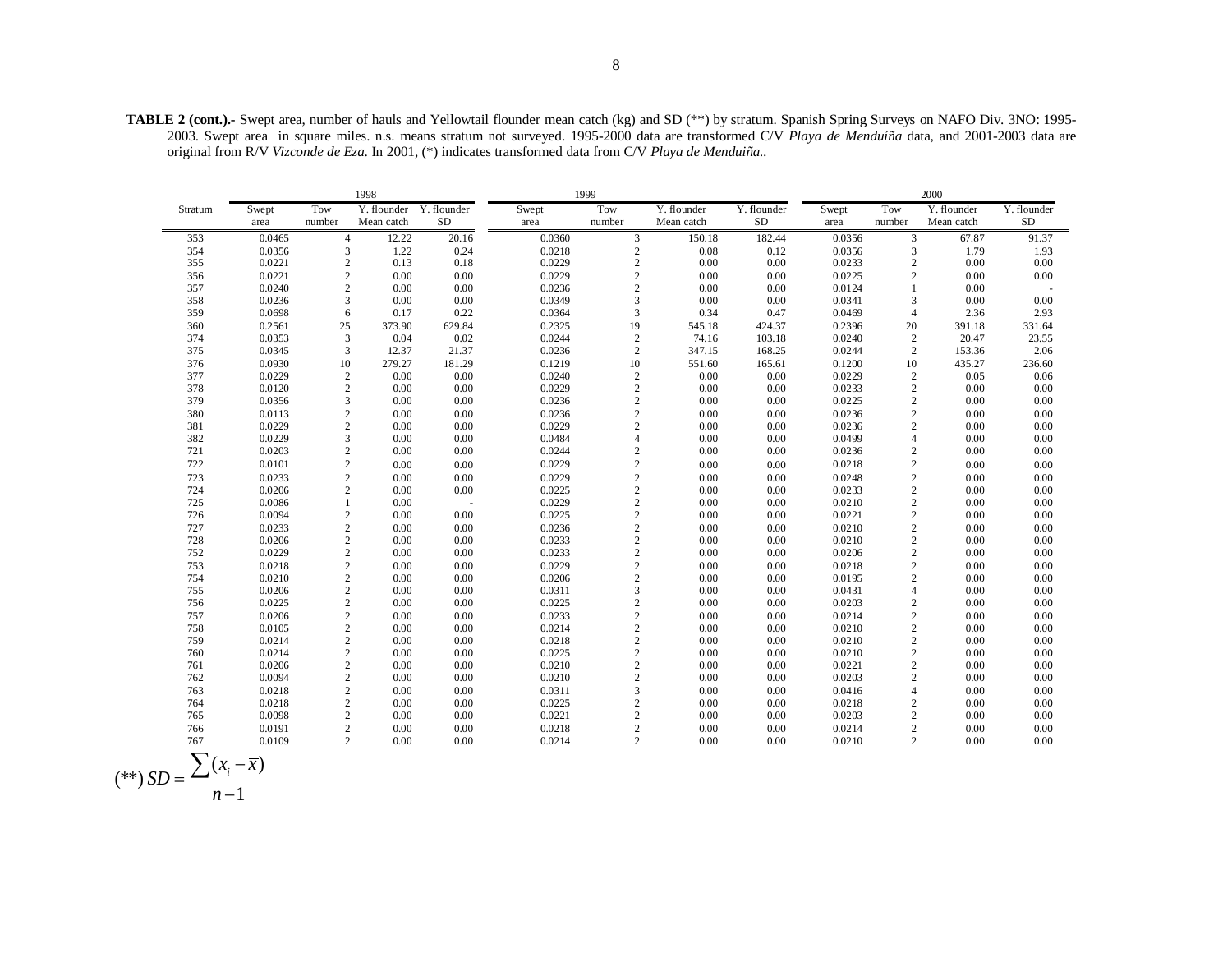**TABLE 2 (cont.).-** Swept area, number of hauls and Yellowtail flounder mean catch (kg) and SD (**) by stratum. Spanish Spring Surveys on NAFO Div. 3NO: 1995-2003. Swept area in square miles. n.s. means stratum not surveyed. 1995-2000 data are transformed C/V *Playa de Menduíña* data, and 2001-2003 data are original from R/V *Vizconde de Eza*. In 2001, (*) indicates transformed data from C/V *Playa de Menduiña.*.

| Stratum | 1998 | | | | 1999 | | | | 2000 | | | |
|---|---|---|---|---|---|---|---|---|---|---|---|---|
| | Swept area | Tow number | Y. flounder Mean catch | Y. flounder SD | Swept area | Tow number | Y. flounder Mean catch | Y. flounder SD | Swept area | Tow number | Y. flounder Mean catch | Y. flounder SD |
| 353 | 0.0465 | 4 | 12.22 | 20.16 | 0.0360 | 3 | 150.18 | 182.44 | 0.0356 | 3 | 67.87 | 91.37 |
| 354 | 0.0356 | 3 | 1.22 | 0.24 | 0.0218 | 2 | 0.08 | 0.12 | 0.0356 | 3 | 1.79 | 1.93 |
| 355 | 0.0221 | 2 | 0.13 | 0.18 | 0.0229 | 2 | 0.00 | 0.00 | 0.0233 | 2 | 0.00 | 0.00 |
| 356 | 0.0221 | 2 | 0.00 | 0.00 | 0.0229 | 2 | 0.00 | 0.00 | 0.0225 | 2 | 0.00 | 0.00 |
| 357 | 0.0240 | 2 | 0.00 | 0.00 | 0.0236 | 2 | 0.00 | 0.00 | 0.0124 | 1 | 0.00 | - |
| 358 | 0.0236 | 3 | 0.00 | 0.00 | 0.0349 | 3 | 0.00 | 0.00 | 0.0341 | 3 | 0.00 | 0.00 |
| 359 | 0.0698 | 6 | 0.17 | 0.22 | 0.0364 | 3 | 0.34 | 0.47 | 0.0469 | 4 | 2.36 | 2.93 |
| 360 | 0.2561 | 25 | 373.90 | 629.84 | 0.2325 | 19 | 545.18 | 424.37 | 0.2396 | 20 | 391.18 | 331.64 |
| 374 | 0.0353 | 3 | 0.04 | 0.02 | 0.0244 | 2 | 74.16 | 103.18 | 0.0240 | 2 | 20.47 | 23.55 |
| 375 | 0.0345 | 3 | 12.37 | 21.37 | 0.0236 | 2 | 347.15 | 168.25 | 0.0244 | 2 | 153.36 | 2.06 |
| 376 | 0.0930 | 10 | 279.27 | 181.29 | 0.1219 | 10 | 551.60 | 165.61 | 0.1200 | 10 | 435.27 | 236.60 |
| 377 | 0.0229 | 2 | 0.00 | 0.00 | 0.0240 | 2 | 0.00 | 0.00 | 0.0229 | 2 | 0.05 | 0.06 |
| 378 | 0.0120 | 2 | 0.00 | 0.00 | 0.0229 | 2 | 0.00 | 0.00 | 0.0233 | 2 | 0.00 | 0.00 |
| 379 | 0.0356 | 3 | 0.00 | 0.00 | 0.0236 | 2 | 0.00 | 0.00 | 0.0225 | 2 | 0.00 | 0.00 |
| 380 | 0.0113 | 2 | 0.00 | 0.00 | 0.0236 | 2 | 0.00 | 0.00 | 0.0236 | 2 | 0.00 | 0.00 |
| 381 | 0.0229 | 2 | 0.00 | 0.00 | 0.0229 | 2 | 0.00 | 0.00 | 0.0236 | 2 | 0.00 | 0.00 |
| 382 | 0.0229 | 3 | 0.00 | 0.00 | 0.0484 | 4 | 0.00 | 0.00 | 0.0499 | 4 | 0.00 | 0.00 |
| 721 | 0.0203 | 2 | 0.00 | 0.00 | 0.0244 | 2 | 0.00 | 0.00 | 0.0236 | 2 | 0.00 | 0.00 |
| 722 | 0.0101 | 2 | 0.00 | 0.00 | 0.0229 | 2 | 0.00 | 0.00 | 0.0218 | 2 | 0.00 | 0.00 |
| 723 | 0.0233 | 2 | 0.00 | 0.00 | 0.0229 | 2 | 0.00 | 0.00 | 0.0248 | 2 | 0.00 | 0.00 |
| 724 | 0.0206 | 2 | 0.00 | 0.00 | 0.0225 | 2 | 0.00 | 0.00 | 0.0233 | 2 | 0.00 | 0.00 |
| 725 | 0.0086 | 1 | 0.00 | - | 0.0229 | 2 | 0.00 | 0.00 | 0.0210 | 2 | 0.00 | 0.00 |
| 726 | 0.0094 | 2 | 0.00 | 0.00 | 0.0225 | 2 | 0.00 | 0.00 | 0.0221 | 2 | 0.00 | 0.00 |
| 727 | 0.0233 | 2 | 0.00 | 0.00 | 0.0236 | 2 | 0.00 | 0.00 | 0.0210 | 2 | 0.00 | 0.00 |
| 728 | 0.0206 | 2 | 0.00 | 0.00 | 0.0233 | 2 | 0.00 | 0.00 | 0.0210 | 2 | 0.00 | 0.00 |
| 752 | 0.0229 | 2 | 0.00 | 0.00 | 0.0233 | 2 | 0.00 | 0.00 | 0.0206 | 2 | 0.00 | 0.00 |
| 753 | 0.0218 | 2 | 0.00 | 0.00 | 0.0229 | 2 | 0.00 | 0.00 | 0.0218 | 2 | 0.00 | 0.00 |
| 754 | 0.0210 | 2 | 0.00 | 0.00 | 0.0206 | 2 | 0.00 | 0.00 | 0.0195 | 2 | 0.00 | 0.00 |
| 755 | 0.0206 | 2 | 0.00 | 0.00 | 0.0311 | 3 | 0.00 | 0.00 | 0.0431 | 4 | 0.00 | 0.00 |
| 756 | 0.0225 | 2 | 0.00 | 0.00 | 0.0225 | 2 | 0.00 | 0.00 | 0.0203 | 2 | 0.00 | 0.00 |
| 757 | 0.0206 | 2 | 0.00 | 0.00 | 0.0233 | 2 | 0.00 | 0.00 | 0.0214 | 2 | 0.00 | 0.00 |
| 758 | 0.0105 | 2 | 0.00 | 0.00 | 0.0214 | 2 | 0.00 | 0.00 | 0.0210 | 2 | 0.00 | 0.00 |
| 759 | 0.0214 | 2 | 0.00 | 0.00 | 0.0218 | 2 | 0.00 | 0.00 | 0.0210 | 2 | 0.00 | 0.00 |
| 760 | 0.0214 | 2 | 0.00 | 0.00 | 0.0225 | 2 | 0.00 | 0.00 | 0.0210 | 2 | 0.00 | 0.00 |
| 761 | 0.0206 | 2 | 0.00 | 0.00 | 0.0210 | 2 | 0.00 | 0.00 | 0.0221 | 2 | 0.00 | 0.00 |
| 762 | 0.0094 | 2 | 0.00 | 0.00 | 0.0210 | 2 | 0.00 | 0.00 | 0.0203 | 2 | 0.00 | 0.00 |
| 763 | 0.0218 | 2 | 0.00 | 0.00 | 0.0311 | 3 | 0.00 | 0.00 | 0.0416 | 4 | 0.00 | 0.00 |
| 764 | 0.0218 | 2 | 0.00 | 0.00 | 0.0225 | 2 | 0.00 | 0.00 | 0.0218 | 2 | 0.00 | 0.00 |
| 765 | 0.0098 | 2 | 0.00 | 0.00 | 0.0221 | 2 | 0.00 | 0.00 | 0.0203 | 2 | 0.00 | 0.00 |
| 766 | 0.0191 | 2 | 0.00 | 0.00 | 0.0218 | 2 | 0.00 | 0.00 | 0.0214 | 2 | 0.00 | 0.00 |
| 767 | 0.0109 | 2 | 0.00 | 0.00 | 0.0214 | 2 | 0.00 | 0.00 | 0.0210 | 2 | 0.00 | 0.00 |

$$(^{**})\ SD = \frac{\sum (x_i - \bar{x})}{n-1}$$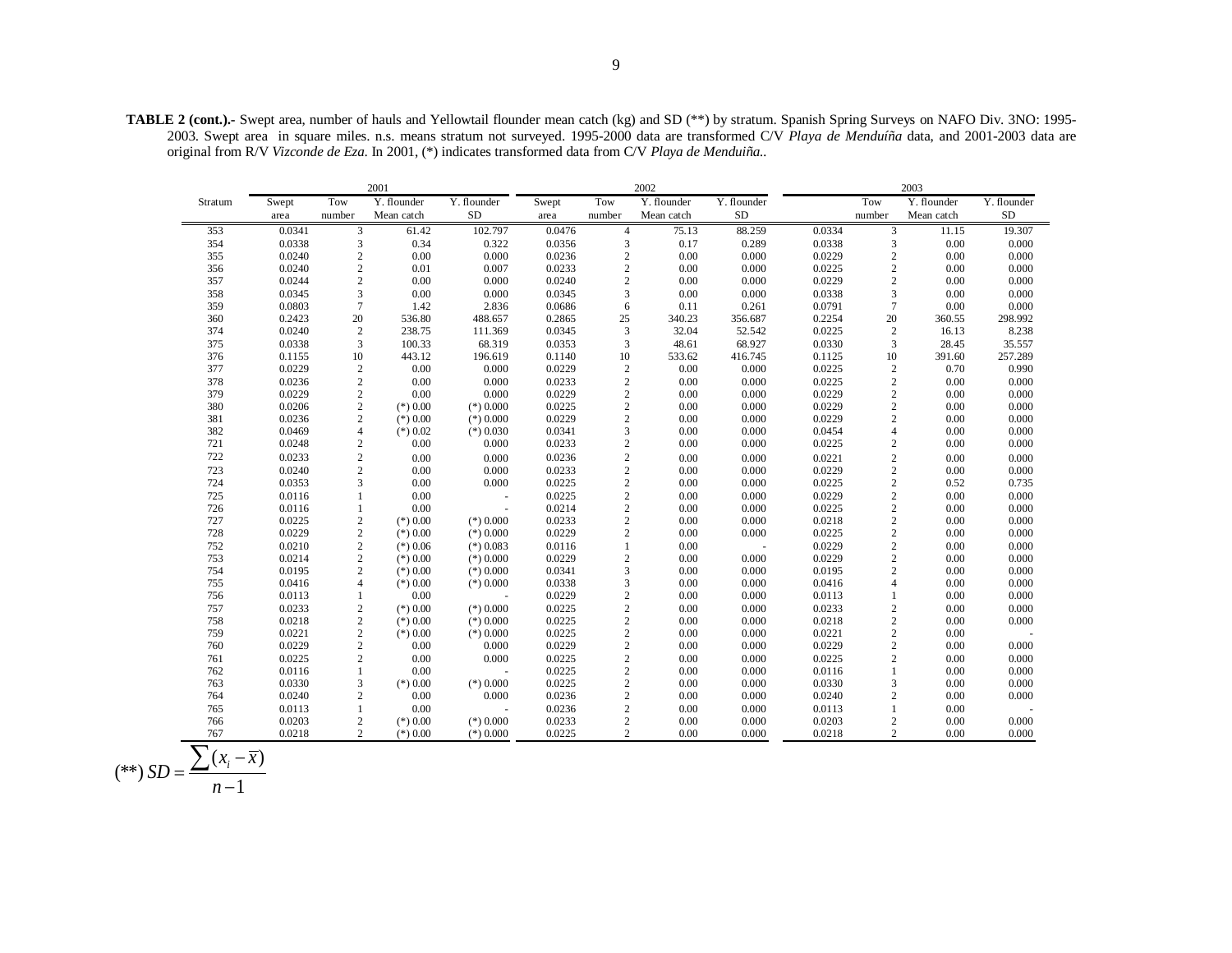**TABLE 2 (cont.).-** Swept area, number of hauls and Yellowtail flounder mean catch (kg) and SD (**) by stratum. Spanish Spring Surveys on NAFO Div. 3NO: 1995-2003. Swept area in square miles. n.s. means stratum not surveyed. 1995-2000 data are transformed C/V *Playa de Menduíña* data, and 2001-2003 data are original from R/V *Vizconde de Eza*. In 2001, (*) indicates transformed data from C/V *Playa de Menduiña.*.

| | 2001 | | | | 2002 | | | | 2003 | | | |
|---|---|---|---|---|---|---|---|---|---|---|---|---|
| Stratum | Swept area | Tow number | Y. flounder Mean catch | Y. flounder SD | Swept area | Tow number | Y. flounder Mean catch | Y. flounder SD | | Tow number | Y. flounder Mean catch | Y. flounder SD |
| 353 | 0.0341 | 3 | 61.42 | 102.797 | 0.0476 | 4 | 75.13 | 88.259 | 0.0334 | 3 | 11.15 | 19.307 |
| 354 | 0.0338 | 3 | 0.34 | 0.322 | 0.0356 | 3 | 0.17 | 0.289 | 0.0338 | 3 | 0.00 | 0.000 |
| 355 | 0.0240 | 2 | 0.00 | 0.000 | 0.0236 | 2 | 0.00 | 0.000 | 0.0229 | 2 | 0.00 | 0.000 |
| 356 | 0.0240 | 2 | 0.01 | 0.007 | 0.0233 | 2 | 0.00 | 0.000 | 0.0225 | 2 | 0.00 | 0.000 |
| 357 | 0.0244 | 2 | 0.00 | 0.000 | 0.0240 | 2 | 0.00 | 0.000 | 0.0229 | 2 | 0.00 | 0.000 |
| 358 | 0.0345 | 3 | 0.00 | 0.000 | 0.0345 | 3 | 0.00 | 0.000 | 0.0338 | 3 | 0.00 | 0.000 |
| 359 | 0.0803 | 7 | 1.42 | 2.836 | 0.0686 | 6 | 0.11 | 0.261 | 0.0791 | 7 | 0.00 | 0.000 |
| 360 | 0.2423 | 20 | 536.80 | 488.657 | 0.2865 | 25 | 340.23 | 356.687 | 0.2254 | 20 | 360.55 | 298.992 |
| 374 | 0.0240 | 2 | 238.75 | 111.369 | 0.0345 | 3 | 32.04 | 52.542 | 0.0225 | 2 | 16.13 | 8.238 |
| 375 | 0.0338 | 3 | 100.33 | 68.319 | 0.0353 | 3 | 48.61 | 68.927 | 0.0330 | 3 | 28.45 | 35.557 |
| 376 | 0.1155 | 10 | 443.12 | 196.619 | 0.1140 | 10 | 533.62 | 416.745 | 0.1125 | 10 | 391.60 | 257.289 |
| 377 | 0.0229 | 2 | 0.00 | 0.000 | 0.0229 | 2 | 0.00 | 0.000 | 0.0225 | 2 | 0.70 | 0.990 |
| 378 | 0.0236 | 2 | 0.00 | 0.000 | 0.0233 | 2 | 0.00 | 0.000 | 0.0225 | 2 | 0.00 | 0.000 |
| 379 | 0.0229 | 2 | 0.00 | 0.000 | 0.0229 | 2 | 0.00 | 0.000 | 0.0229 | 2 | 0.00 | 0.000 |
| 380 | 0.0206 | 2 | (*) 0.00 | (*) 0.000 | 0.0225 | 2 | 0.00 | 0.000 | 0.0229 | 2 | 0.00 | 0.000 |
| 381 | 0.0236 | 2 | (*) 0.00 | (*) 0.000 | 0.0229 | 2 | 0.00 | 0.000 | 0.0229 | 2 | 0.00 | 0.000 |
| 382 | 0.0469 | 4 | (*) 0.02 | (*) 0.030 | 0.0341 | 3 | 0.00 | 0.000 | 0.0454 | 4 | 0.00 | 0.000 |
| 721 | 0.0248 | 2 | 0.00 | 0.000 | 0.0233 | 2 | 0.00 | 0.000 | 0.0225 | 2 | 0.00 | 0.000 |
| 722 | 0.0233 | 2 | 0.00 | 0.000 | 0.0236 | 2 | 0.00 | 0.000 | 0.0221 | 2 | 0.00 | 0.000 |
| 723 | 0.0240 | 2 | 0.00 | 0.000 | 0.0233 | 2 | 0.00 | 0.000 | 0.0229 | 2 | 0.00 | 0.000 |
| 724 | 0.0353 | 3 | 0.00 | 0.000 | 0.0225 | 2 | 0.00 | 0.000 | 0.0225 | 2 | 0.52 | 0.735 |
| 725 | 0.0116 | 1 | 0.00 | - | 0.0225 | 2 | 0.00 | 0.000 | 0.0229 | 2 | 0.00 | 0.000 |
| 726 | 0.0116 | 1 | 0.00 | - | 0.0214 | 2 | 0.00 | 0.000 | 0.0225 | 2 | 0.00 | 0.000 |
| 727 | 0.0225 | 2 | (*) 0.00 | (*) 0.000 | 0.0233 | 2 | 0.00 | 0.000 | 0.0218 | 2 | 0.00 | 0.000 |
| 728 | 0.0229 | 2 | (*) 0.00 | (*) 0.000 | 0.0229 | 2 | 0.00 | 0.000 | 0.0225 | 2 | 0.00 | 0.000 |
| 752 | 0.0210 | 2 | (*) 0.06 | (*) 0.083 | 0.0116 | 1 | 0.00 | - | 0.0229 | 2 | 0.00 | 0.000 |
| 753 | 0.0214 | 2 | (*) 0.00 | (*) 0.000 | 0.0229 | 2 | 0.00 | 0.000 | 0.0229 | 2 | 0.00 | 0.000 |
| 754 | 0.0195 | 2 | (*) 0.00 | (*) 0.000 | 0.0341 | 3 | 0.00 | 0.000 | 0.0195 | 2 | 0.00 | 0.000 |
| 755 | 0.0416 | 4 | (*) 0.00 | (*) 0.000 | 0.0338 | 3 | 0.00 | 0.000 | 0.0416 | 4 | 0.00 | 0.000 |
| 756 | 0.0113 | 1 | 0.00 | - | 0.0229 | 2 | 0.00 | 0.000 | 0.0113 | 1 | 0.00 | 0.000 |
| 757 | 0.0233 | 2 | (*) 0.00 | (*) 0.000 | 0.0225 | 2 | 0.00 | 0.000 | 0.0233 | 2 | 0.00 | 0.000 |
| 758 | 0.0218 | 2 | (*) 0.00 | (*) 0.000 | 0.0225 | 2 | 0.00 | 0.000 | 0.0218 | 2 | 0.00 | 0.000 |
| 759 | 0.0221 | 2 | (*) 0.00 | (*) 0.000 | 0.0225 | 2 | 0.00 | 0.000 | 0.0221 | 2 | 0.00 | - |
| 760 | 0.0229 | 2 | 0.00 | 0.000 | 0.0229 | 2 | 0.00 | 0.000 | 0.0229 | 2 | 0.00 | 0.000 |
| 761 | 0.0225 | 2 | 0.00 | 0.000 | 0.0225 | 2 | 0.00 | 0.000 | 0.0225 | 2 | 0.00 | 0.000 |
| 762 | 0.0116 | 1 | 0.00 | - | 0.0225 | 2 | 0.00 | 0.000 | 0.0116 | 1 | 0.00 | 0.000 |
| 763 | 0.0330 | 3 | (*) 0.00 | (*) 0.000 | 0.0225 | 2 | 0.00 | 0.000 | 0.0330 | 3 | 0.00 | 0.000 |
| 764 | 0.0240 | 2 | 0.00 | 0.000 | 0.0236 | 2 | 0.00 | 0.000 | 0.0240 | 2 | 0.00 | 0.000 |
| 765 | 0.0113 | 1 | 0.00 | - | 0.0236 | 2 | 0.00 | 0.000 | 0.0113 | 1 | 0.00 | - |
| 766 | 0.0203 | 2 | (*) 0.00 | (*) 0.000 | 0.0233 | 2 | 0.00 | 0.000 | 0.0203 | 2 | 0.00 | 0.000 |
| 767 | 0.0218 | 2 | (*) 0.00 | (*) 0.000 | 0.0225 | 2 | 0.00 | 0.000 | 0.0218 | 2 | 0.00 | 0.000 |

$$(**)\ SD = \frac{\sum (x_i - \overline{x})}{n-1}$$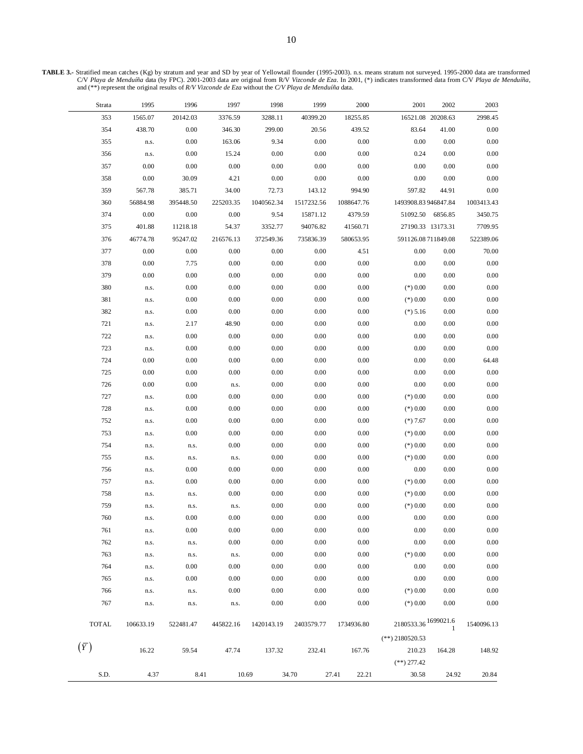**TABLE 3.-** Stratified mean catches (Kg) by stratum and year and SD by year of Yellowtail flounder (1995-2003). n.s. means stratum not surveyed. 1995-2000 data are transformed C/V *Playa de Menduíña* data (by FPC). 2001-2003 data are original from R/V *Vizconde de Eza*. In 2001, (*) indicates transformed data from C/V *Playa de Menduíña*, and (**) represent the original results of *R/V Vizconde de Eza* without the *C/V Playa de Menduíña* data.

| Strata | 1995 | 1996 | 1997 | 1998 | 1999 | 2000 | 2001 | 2002 | 2003 |
|---|---|---|---|---|---|---|---|---|---|
| 353 | 1565.07 | 20142.03 | 3376.59 | 3288.11 | 40399.20 | 18255.85 | 16521.08 | 20208.63 | 2998.45 |
| 354 | 438.70 | 0.00 | 346.30 | 299.00 | 20.56 | 439.52 | 83.64 | 41.00 | 0.00 |
| 355 | n.s. | 0.00 | 163.06 | 9.34 | 0.00 | 0.00 | 0.00 | 0.00 | 0.00 |
| 356 | n.s. | 0.00 | 15.24 | 0.00 | 0.00 | 0.00 | 0.24 | 0.00 | 0.00 |
| 357 | 0.00 | 0.00 | 0.00 | 0.00 | 0.00 | 0.00 | 0.00 | 0.00 | 0.00 |
| 358 | 0.00 | 30.09 | 4.21 | 0.00 | 0.00 | 0.00 | 0.00 | 0.00 | 0.00 |
| 359 | 567.78 | 385.71 | 34.00 | 72.73 | 143.12 | 994.90 | 597.82 | 44.91 | 0.00 |
| 360 | 56884.98 | 395448.50 | 225203.35 | 1040562.34 | 1517232.56 | 1088647.76 | 1493908.83 | 946847.84 | 1003413.43 |
| 374 | 0.00 | 0.00 | 0.00 | 9.54 | 15871.12 | 4379.59 | 51092.50 | 6856.85 | 3450.75 |
| 375 | 401.88 | 11218.18 | 54.37 | 3352.77 | 94076.82 | 41560.71 | 27190.33 | 13173.31 | 7709.95 |
| 376 | 46774.78 | 95247.02 | 216576.13 | 372549.36 | 735836.39 | 580653.95 | 591126.08 | 711849.08 | 522389.06 |
| 377 | 0.00 | 0.00 | 0.00 | 0.00 | 0.00 | 4.51 | 0.00 | 0.00 | 70.00 |
| 378 | 0.00 | 7.75 | 0.00 | 0.00 | 0.00 | 0.00 | 0.00 | 0.00 | 0.00 |
| 379 | 0.00 | 0.00 | 0.00 | 0.00 | 0.00 | 0.00 | 0.00 | 0.00 | 0.00 |
| 380 | n.s. | 0.00 | 0.00 | 0.00 | 0.00 | 0.00 | (*) 0.00 | 0.00 | 0.00 |
| 381 | n.s. | 0.00 | 0.00 | 0.00 | 0.00 | 0.00 | (*) 0.00 | 0.00 | 0.00 |
| 382 | n.s. | 0.00 | 0.00 | 0.00 | 0.00 | 0.00 | (*) 5.16 | 0.00 | 0.00 |
| 721 | n.s. | 2.17 | 48.90 | 0.00 | 0.00 | 0.00 | 0.00 | 0.00 | 0.00 |
| 722 | n.s. | 0.00 | 0.00 | 0.00 | 0.00 | 0.00 | 0.00 | 0.00 | 0.00 |
| 723 | n.s. | 0.00 | 0.00 | 0.00 | 0.00 | 0.00 | 0.00 | 0.00 | 0.00 |
| 724 | 0.00 | 0.00 | 0.00 | 0.00 | 0.00 | 0.00 | 0.00 | 0.00 | 64.48 |
| 725 | 0.00 | 0.00 | 0.00 | 0.00 | 0.00 | 0.00 | 0.00 | 0.00 | 0.00 |
| 726 | 0.00 | 0.00 | n.s. | 0.00 | 0.00 | 0.00 | 0.00 | 0.00 | 0.00 |
| 727 | n.s. | 0.00 | 0.00 | 0.00 | 0.00 | 0.00 | (*) 0.00 | 0.00 | 0.00 |
| 728 | n.s. | 0.00 | 0.00 | 0.00 | 0.00 | 0.00 | (*) 0.00 | 0.00 | 0.00 |
| 752 | n.s. | 0.00 | 0.00 | 0.00 | 0.00 | 0.00 | (*) 7.67 | 0.00 | 0.00 |
| 753 | n.s. | 0.00 | 0.00 | 0.00 | 0.00 | 0.00 | (*) 0.00 | 0.00 | 0.00 |
| 754 | n.s. | n.s. | 0.00 | 0.00 | 0.00 | 0.00 | (*) 0.00 | 0.00 | 0.00 |
| 755 | n.s. | n.s. | n.s. | 0.00 | 0.00 | 0.00 | (*) 0.00 | 0.00 | 0.00 |
| 756 | n.s. | 0.00 | 0.00 | 0.00 | 0.00 | 0.00 | 0.00 | 0.00 | 0.00 |
| 757 | n.s. | 0.00 | 0.00 | 0.00 | 0.00 | 0.00 | (*) 0.00 | 0.00 | 0.00 |
| 758 | n.s. | n.s. | 0.00 | 0.00 | 0.00 | 0.00 | (*) 0.00 | 0.00 | 0.00 |
| 759 | n.s. | n.s. | n.s. | 0.00 | 0.00 | 0.00 | (*) 0.00 | 0.00 | 0.00 |
| 760 | n.s. | 0.00 | 0.00 | 0.00 | 0.00 | 0.00 | 0.00 | 0.00 | 0.00 |
| 761 | n.s. | 0.00 | 0.00 | 0.00 | 0.00 | 0.00 | 0.00 | 0.00 | 0.00 |
| 762 | n.s. | n.s. | 0.00 | 0.00 | 0.00 | 0.00 | 0.00 | 0.00 | 0.00 |
| 763 | n.s. | n.s. | n.s. | 0.00 | 0.00 | 0.00 | (*) 0.00 | 0.00 | 0.00 |
| 764 | n.s. | 0.00 | 0.00 | 0.00 | 0.00 | 0.00 | 0.00 | 0.00 | 0.00 |
| 765 | n.s. | 0.00 | 0.00 | 0.00 | 0.00 | 0.00 | 0.00 | 0.00 | 0.00 |
| 766 | n.s. | n.s. | 0.00 | 0.00 | 0.00 | 0.00 | (*) 0.00 | 0.00 | 0.00 |
| 767 | n.s. | n.s. | n.s. | 0.00 | 0.00 | 0.00 | (*) 0.00 | 0.00 | 0.00 |
| TOTAL | 106633.19 | 522481.47 | 445822.16 | 1420143.19 | 2403579.77 | 1734936.80 | 2180533.36 | 1699021.61 | 1540096.13 |
| | | | | | | | (**) 2180520.53 | | |
| $(\overline{Y})$ | 16.22 | 59.54 | 47.74 | 137.32 | 232.41 | 167.76 | 210.23 | 164.28 | 148.92 |
| | | | | | | | (**) 277.42 | | |
| S.D. | 4.37 | 8.41 | 10.69 | 34.70 | 27.41 | 22.21 | 30.58 | 24.92 | 20.84 |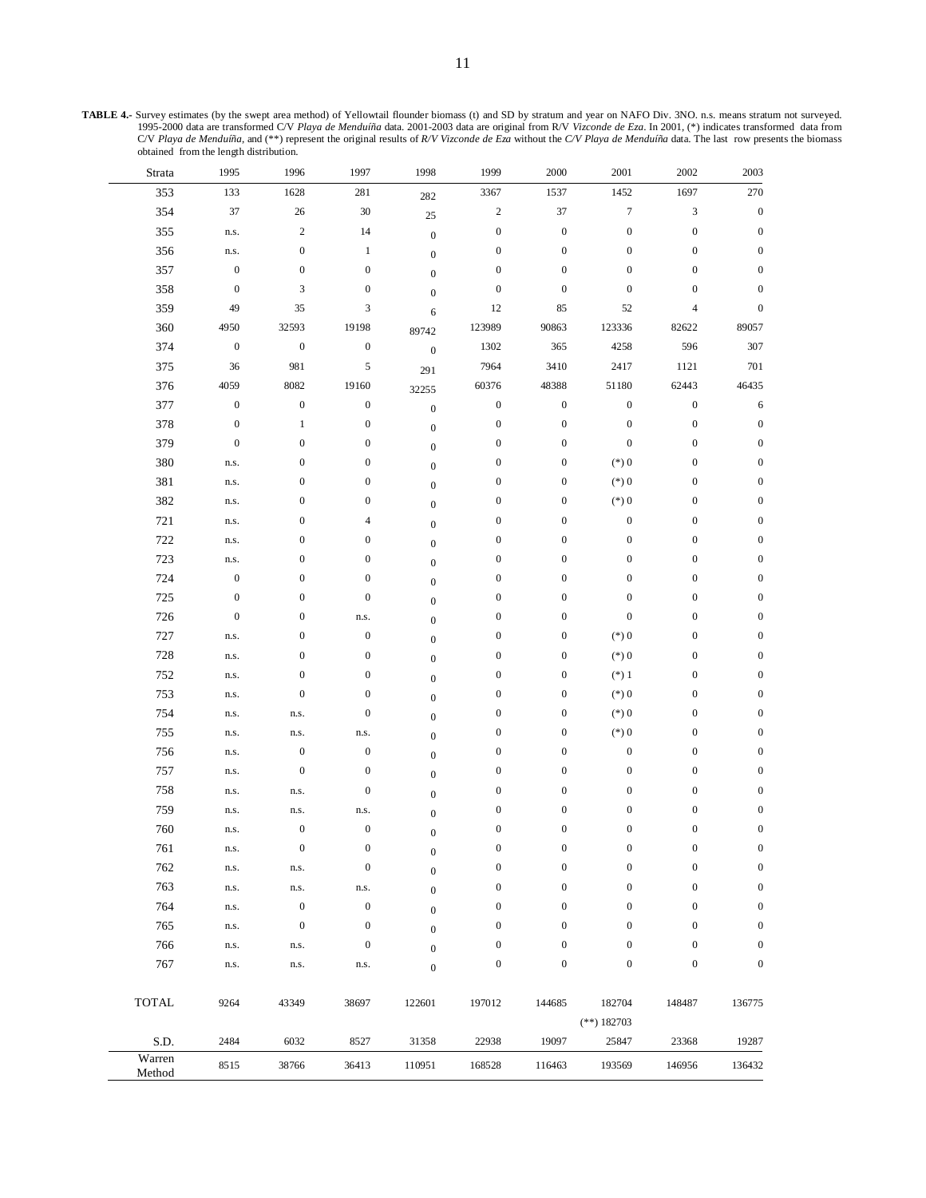**TABLE 4.-** Survey estimates (by the swept area method) of Yellowtail flounder biomass (t) and SD by stratum and year on NAFO Div. 3NO. n.s. means stratum not surveyed. 1995-2000 data are transformed C/V *Playa de Menduíña* data. 2001-2003 data are original from R/V *Vizconde de Eza*. In 2001, (*) indicates transformed data from C/V *Playa de Menduíña*, and (**) represent the original results of *R/V Vizconde de Eza* without the *C/V Playa de Menduíña* data. The last row presents the biomass obtained from the length distribution.

| Strata | 1995 | 1996 | 1997 | 1998 | 1999 | 2000 | 2001 | 2002 | 2003 |
|---|---|---|---|---|---|---|---|---|---|
| 353 | 133 | 1628 | 281 | 282 | 3367 | 1537 | 1452 | 1697 | 270 |
| 354 | 37 | 26 | 30 | 25 | 2 | 37 | 7 | 3 | 0 |
| 355 | n.s. | 2 | 14 | 0 | 0 | 0 | 0 | 0 | 0 |
| 356 | n.s. | 0 | 1 | 0 | 0 | 0 | 0 | 0 | 0 |
| 357 | 0 | 0 | 0 | 0 | 0 | 0 | 0 | 0 | 0 |
| 358 | 0 | 3 | 0 | 0 | 0 | 0 | 0 | 0 | 0 |
| 359 | 49 | 35 | 3 | 6 | 12 | 85 | 52 | 4 | 0 |
| 360 | 4950 | 32593 | 19198 | 89742 | 123989 | 90863 | 123336 | 82622 | 89057 |
| 374 | 0 | 0 | 0 | 0 | 1302 | 365 | 4258 | 596 | 307 |
| 375 | 36 | 981 | 5 | 291 | 7964 | 3410 | 2417 | 1121 | 701 |
| 376 | 4059 | 8082 | 19160 | 32255 | 60376 | 48388 | 51180 | 62443 | 46435 |
| 377 | 0 | 0 | 0 | 0 | 0 | 0 | 0 | 0 | 6 |
| 378 | 0 | 1 | 0 | 0 | 0 | 0 | 0 | 0 | 0 |
| 379 | 0 | 0 | 0 | 0 | 0 | 0 | 0 | 0 | 0 |
| 380 | n.s. | 0 | 0 | 0 | 0 | 0 | (*) 0 | 0 | 0 |
| 381 | n.s. | 0 | 0 | 0 | 0 | 0 | (*) 0 | 0 | 0 |
| 382 | n.s. | 0 | 0 | 0 | 0 | 0 | (*) 0 | 0 | 0 |
| 721 | n.s. | 0 | 4 | 0 | 0 | 0 | 0 | 0 | 0 |
| 722 | n.s. | 0 | 0 | 0 | 0 | 0 | 0 | 0 | 0 |
| 723 | n.s. | 0 | 0 | 0 | 0 | 0 | 0 | 0 | 0 |
| 724 | 0 | 0 | 0 | 0 | 0 | 0 | 0 | 0 | 0 |
| 725 | 0 | 0 | 0 | 0 | 0 | 0 | 0 | 0 | 0 |
| 726 | 0 | 0 | n.s. | 0 | 0 | 0 | 0 | 0 | 0 |
| 727 | n.s. | 0 | 0 | 0 | 0 | 0 | (*) 0 | 0 | 0 |
| 728 | n.s. | 0 | 0 | 0 | 0 | 0 | (*) 0 | 0 | 0 |
| 752 | n.s. | 0 | 0 | 0 | 0 | 0 | (*) 1 | 0 | 0 |
| 753 | n.s. | 0 | 0 | 0 | 0 | 0 | (*) 0 | 0 | 0 |
| 754 | n.s. | n.s. | 0 | 0 | 0 | 0 | (*) 0 | 0 | 0 |
| 755 | n.s. | n.s. | n.s. | 0 | 0 | 0 | (*) 0 | 0 | 0 |
| 756 | n.s. | 0 | 0 | 0 | 0 | 0 | 0 | 0 | 0 |
| 757 | n.s. | 0 | 0 | 0 | 0 | 0 | 0 | 0 | 0 |
| 758 | n.s. | n.s. | 0 | 0 | 0 | 0 | 0 | 0 | 0 |
| 759 | n.s. | n.s. | n.s. | 0 | 0 | 0 | 0 | 0 | 0 |
| 760 | n.s. | 0 | 0 | 0 | 0 | 0 | 0 | 0 | 0 |
| 761 | n.s. | 0 | 0 | 0 | 0 | 0 | 0 | 0 | 0 |
| 762 | n.s. | n.s. | 0 | 0 | 0 | 0 | 0 | 0 | 0 |
| 763 | n.s. | n.s. | n.s. | 0 | 0 | 0 | 0 | 0 | 0 |
| 764 | n.s. | 0 | 0 | 0 | 0 | 0 | 0 | 0 | 0 |
| 765 | n.s. | 0 | 0 | 0 | 0 | 0 | 0 | 0 | 0 |
| 766 | n.s. | n.s. | 0 | 0 | 0 | 0 | 0 | 0 | 0 |
| 767 | n.s. | n.s. | n.s. | 0 | 0 | 0 | 0 | 0 | 0 |
| TOTAL | 9264 | 43349 | 38697 | 122601 | 197012 | 144685 | 182704<br>(**) 182703 | 148487 | 136775 |
| S.D. | 2484 | 6032 | 8527 | 31358 | 22938 | 19097 | 25847 | 23368 | 19287 |
| Warren Method | 8515 | 38766 | 36413 | 110951 | 168528 | 116463 | 193569 | 146956 | 136432 |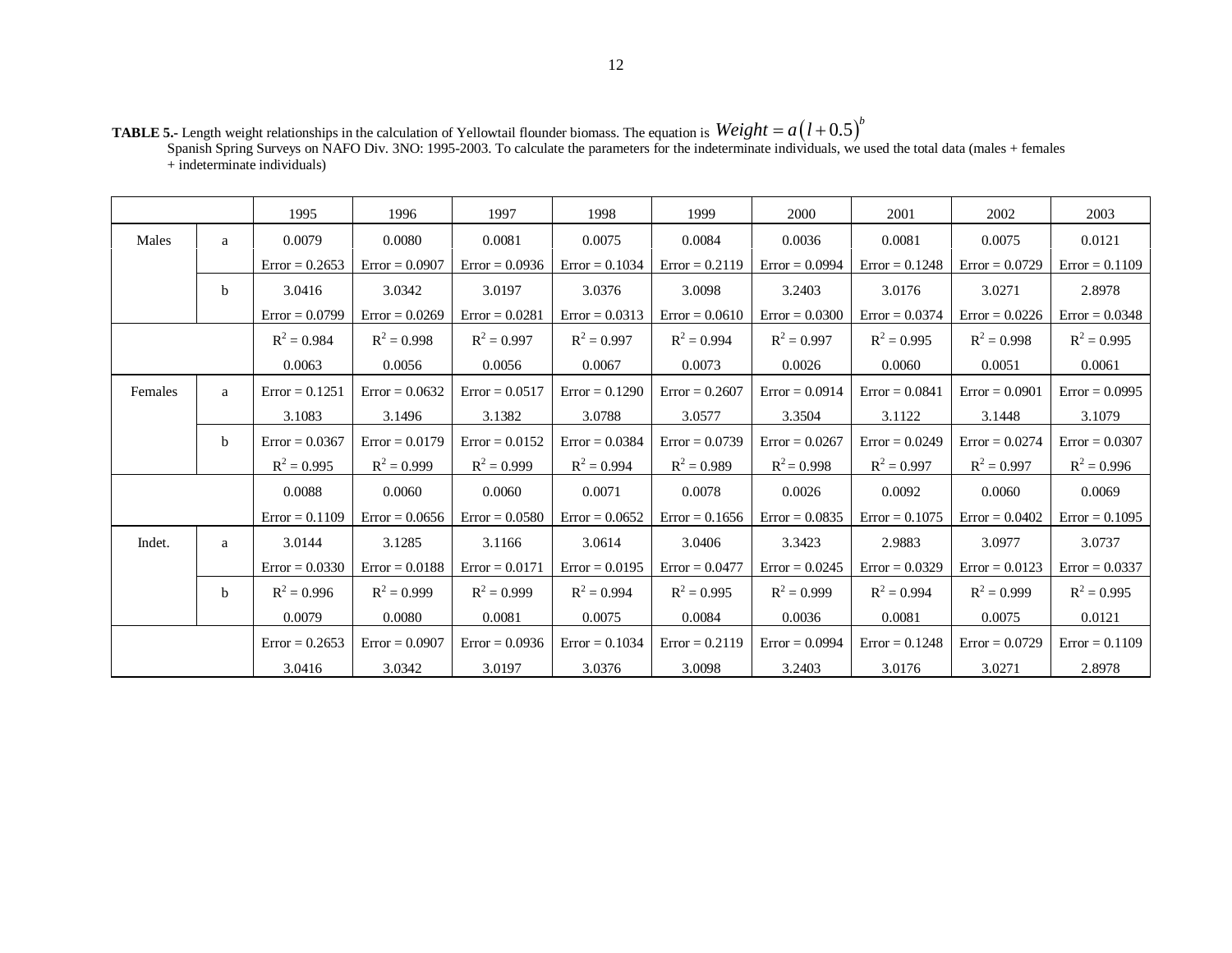**TABLE 5.-** Length weight relationships in the calculation of Yellowtail flounder biomass. The equation is $Weight = a\left(l+0.5\right)^{b}$
Spanish Spring Surveys on NAFO Div. 3NO: 1995-2003. To calculate the parameters for the indeterminate individuals, we used the total data (males + females + indeterminate individuals)

| | | 1995 | 1996 | 1997 | 1998 | 1999 | 2000 | 2001 | 2002 | 2003 |
|---|---|---|---|---|---|---|---|---|---|---|
| Males | a | 0.0079 | 0.0080 | 0.0081 | 0.0075 | 0.0084 | 0.0036 | 0.0081 | 0.0075 | 0.0121 |
| | | Error = 0.2653 | Error = 0.0907 | Error = 0.0936 | Error = 0.1034 | Error = 0.2119 | Error = 0.0994 | Error = 0.1248 | Error = 0.0729 | Error = 0.1109 |
| | b | 3.0416 | 3.0342 | 3.0197 | 3.0376 | 3.0098 | 3.2403 | 3.0176 | 3.0271 | 2.8978 |
| | | Error = 0.0799 | Error = 0.0269 | Error = 0.0281 | Error = 0.0313 | Error = 0.0610 | Error = 0.0300 | Error = 0.0374 | Error = 0.0226 | Error = 0.0348 |
| | | $R^2$ = 0.984 | $R^2$ = 0.998 | $R^2$ = 0.997 | $R^2$ = 0.997 | $R^2$ = 0.994 | $R^2$ = 0.997 | $R^2$ = 0.995 | $R^2$ = 0.998 | $R^2$ = 0.995 |
| | | 0.0063 | 0.0056 | 0.0056 | 0.0067 | 0.0073 | 0.0026 | 0.0060 | 0.0051 | 0.0061 |
| Females | a | Error = 0.1251 | Error = 0.0632 | Error = 0.0517 | Error = 0.1290 | Error = 0.2607 | Error = 0.0914 | Error = 0.0841 | Error = 0.0901 | Error = 0.0995 |
| | | 3.1083 | 3.1496 | 3.1382 | 3.0788 | 3.0577 | 3.3504 | 3.1122 | 3.1448 | 3.1079 |
| | b | Error = 0.0367 | Error = 0.0179 | Error = 0.0152 | Error = 0.0384 | Error = 0.0739 | Error = 0.0267 | Error = 0.0249 | Error = 0.0274 | Error = 0.0307 |
| | | $R^2$ = 0.995 | $R^2$ = 0.999 | $R^2$ = 0.999 | $R^2$ = 0.994 | $R^2$ = 0.989 | $R^2$ = 0.998 | $R^2$ = 0.997 | $R^2$ = 0.997 | $R^2$ = 0.996 |
| | | 0.0088 | 0.0060 | 0.0060 | 0.0071 | 0.0078 | 0.0026 | 0.0092 | 0.0060 | 0.0069 |
| | | Error = 0.1109 | Error = 0.0656 | Error = 0.0580 | Error = 0.0652 | Error = 0.1656 | Error = 0.0835 | Error = 0.1075 | Error = 0.0402 | Error = 0.1095 |
| Indet. | a | 3.0144 | 3.1285 | 3.1166 | 3.0614 | 3.0406 | 3.3423 | 2.9883 | 3.0977 | 3.0737 |
| | | Error = 0.0330 | Error = 0.0188 | Error = 0.0171 | Error = 0.0195 | Error = 0.0477 | Error = 0.0245 | Error = 0.0329 | Error = 0.0123 | Error = 0.0337 |
| | b | $R^2$ = 0.996 | $R^2$ = 0.999 | $R^2$ = 0.999 | $R^2$ = 0.994 | $R^2$ = 0.995 | $R^2$ = 0.999 | $R^2$ = 0.994 | $R^2$ = 0.999 | $R^2$ = 0.995 |
| | | 0.0079 | 0.0080 | 0.0081 | 0.0075 | 0.0084 | 0.0036 | 0.0081 | 0.0075 | 0.0121 |
| | | Error = 0.2653 | Error = 0.0907 | Error = 0.0936 | Error = 0.1034 | Error = 0.2119 | Error = 0.0994 | Error = 0.1248 | Error = 0.0729 | Error = 0.1109 |
| | | 3.0416 | 3.0342 | 3.0197 | 3.0376 | 3.0098 | 3.2403 | 3.0176 | 3.0271 | 2.8978 |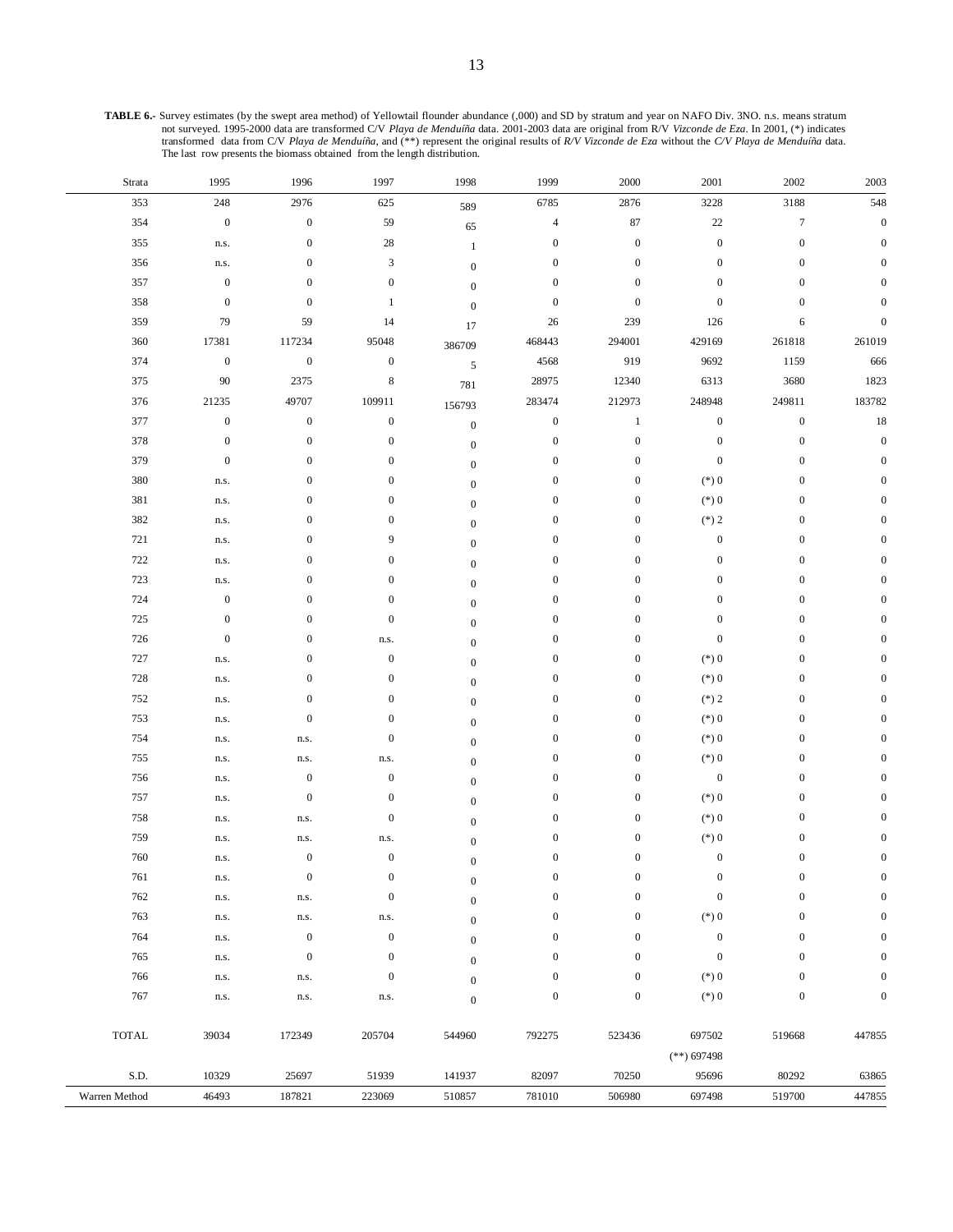**TABLE 6.-** Survey estimates (by the swept area method) of Yellowtail flounder abundance (,000) and SD by stratum and year on NAFO Div. 3NO. n.s. means stratum not surveyed. 1995-2000 data are transformed C/V *Playa de Menduíña* data. 2001-2003 data are original from R/V *Vizconde de Eza*. In 2001, (*) indicates transformed data from C/V *Playa de Menduíña*, and (**) represent the original results of *R/V Vizconde de Eza* without the *C/V Playa de Menduíña* data. The last row presents the biomass obtained from the length distribution.

| Strata | 1995 | 1996 | 1997 | 1998 | 1999 | 2000 | 2001 | 2002 | 2003 |
|---|---|---|---|---|---|---|---|---|---|
| 353 | 248 | 2976 | 625 | 589 | 6785 | 2876 | 3228 | 3188 | 548 |
| 354 | 0 | 0 | 59 | 65 | 4 | 87 | 22 | 7 | 0 |
| 355 | n.s. | 0 | 28 | 1 | 0 | 0 | 0 | 0 | 0 |
| 356 | n.s. | 0 | 3 | 0 | 0 | 0 | 0 | 0 | 0 |
| 357 | 0 | 0 | 0 | 0 | 0 | 0 | 0 | 0 | 0 |
| 358 | 0 | 0 | 1 | 0 | 0 | 0 | 0 | 0 | 0 |
| 359 | 79 | 59 | 14 | 17 | 26 | 239 | 126 | 6 | 0 |
| 360 | 17381 | 117234 | 95048 | 386709 | 468443 | 294001 | 429169 | 261818 | 261019 |
| 374 | 0 | 0 | 0 | 5 | 4568 | 919 | 9692 | 1159 | 666 |
| 375 | 90 | 2375 | 8 | 781 | 28975 | 12340 | 6313 | 3680 | 1823 |
| 376 | 21235 | 49707 | 109911 | 156793 | 283474 | 212973 | 248948 | 249811 | 183782 |
| 377 | 0 | 0 | 0 | 0 | 0 | 1 | 0 | 0 | 18 |
| 378 | 0 | 0 | 0 | 0 | 0 | 0 | 0 | 0 | 0 |
| 379 | 0 | 0 | 0 | 0 | 0 | 0 | 0 | 0 | 0 |
| 380 | n.s. | 0 | 0 | 0 | 0 | 0 | (*) 0 | 0 | 0 |
| 381 | n.s. | 0 | 0 | 0 | 0 | 0 | (*) 0 | 0 | 0 |
| 382 | n.s. | 0 | 0 | 0 | 0 | 0 | (*) 2 | 0 | 0 |
| 721 | n.s. | 0 | 9 | 0 | 0 | 0 | 0 | 0 | 0 |
| 722 | n.s. | 0 | 0 | 0 | 0 | 0 | 0 | 0 | 0 |
| 723 | n.s. | 0 | 0 | 0 | 0 | 0 | 0 | 0 | 0 |
| 724 | 0 | 0 | 0 | 0 | 0 | 0 | 0 | 0 | 0 |
| 725 | 0 | 0 | 0 | 0 | 0 | 0 | 0 | 0 | 0 |
| 726 | 0 | 0 | n.s. | 0 | 0 | 0 | 0 | 0 | 0 |
| 727 | n.s. | 0 | 0 | 0 | 0 | 0 | (*) 0 | 0 | 0 |
| 728 | n.s. | 0 | 0 | 0 | 0 | 0 | (*) 0 | 0 | 0 |
| 752 | n.s. | 0 | 0 | 0 | 0 | 0 | (*) 2 | 0 | 0 |
| 753 | n.s. | 0 | 0 | 0 | 0 | 0 | (*) 0 | 0 | 0 |
| 754 | n.s. | n.s. | 0 | 0 | 0 | 0 | (*) 0 | 0 | 0 |
| 755 | n.s. | n.s. | n.s. | 0 | 0 | 0 | (*) 0 | 0 | 0 |
| 756 | n.s. | 0 | 0 | 0 | 0 | 0 | 0 | 0 | 0 |
| 757 | n.s. | 0 | 0 | 0 | 0 | 0 | (*) 0 | 0 | 0 |
| 758 | n.s. | n.s. | 0 | 0 | 0 | 0 | (*) 0 | 0 | 0 |
| 759 | n.s. | n.s. | n.s. | 0 | 0 | 0 | (*) 0 | 0 | 0 |
| 760 | n.s. | 0 | 0 | 0 | 0 | 0 | 0 | 0 | 0 |
| 761 | n.s. | 0 | 0 | 0 | 0 | 0 | 0 | 0 | 0 |
| 762 | n.s. | n.s. | 0 | 0 | 0 | 0 | 0 | 0 | 0 |
| 763 | n.s. | n.s. | n.s. | 0 | 0 | 0 | (*) 0 | 0 | 0 |
| 764 | n.s. | 0 | 0 | 0 | 0 | 0 | 0 | 0 | 0 |
| 765 | n.s. | 0 | 0 | 0 | 0 | 0 | 0 | 0 | 0 |
| 766 | n.s. | n.s. | 0 | 0 | 0 | 0 | (*) 0 | 0 | 0 |
| 767 | n.s. | n.s. | n.s. | 0 | 0 | 0 | (*) 0 | 0 | 0 |
| TOTAL | 39034 | 172349 | 205704 | 544960 | 792275 | 523436 | 697502 | 519668 | 447855 |
| | | | | | | | (**) 697498 | | |
| S.D. | 10329 | 25697 | 51939 | 141937 | 82097 | 70250 | 95696 | 80292 | 63865 |
| Warren Method | 46493 | 187821 | 223069 | 510857 | 781010 | 506980 | 697498 | 519700 | 447855 |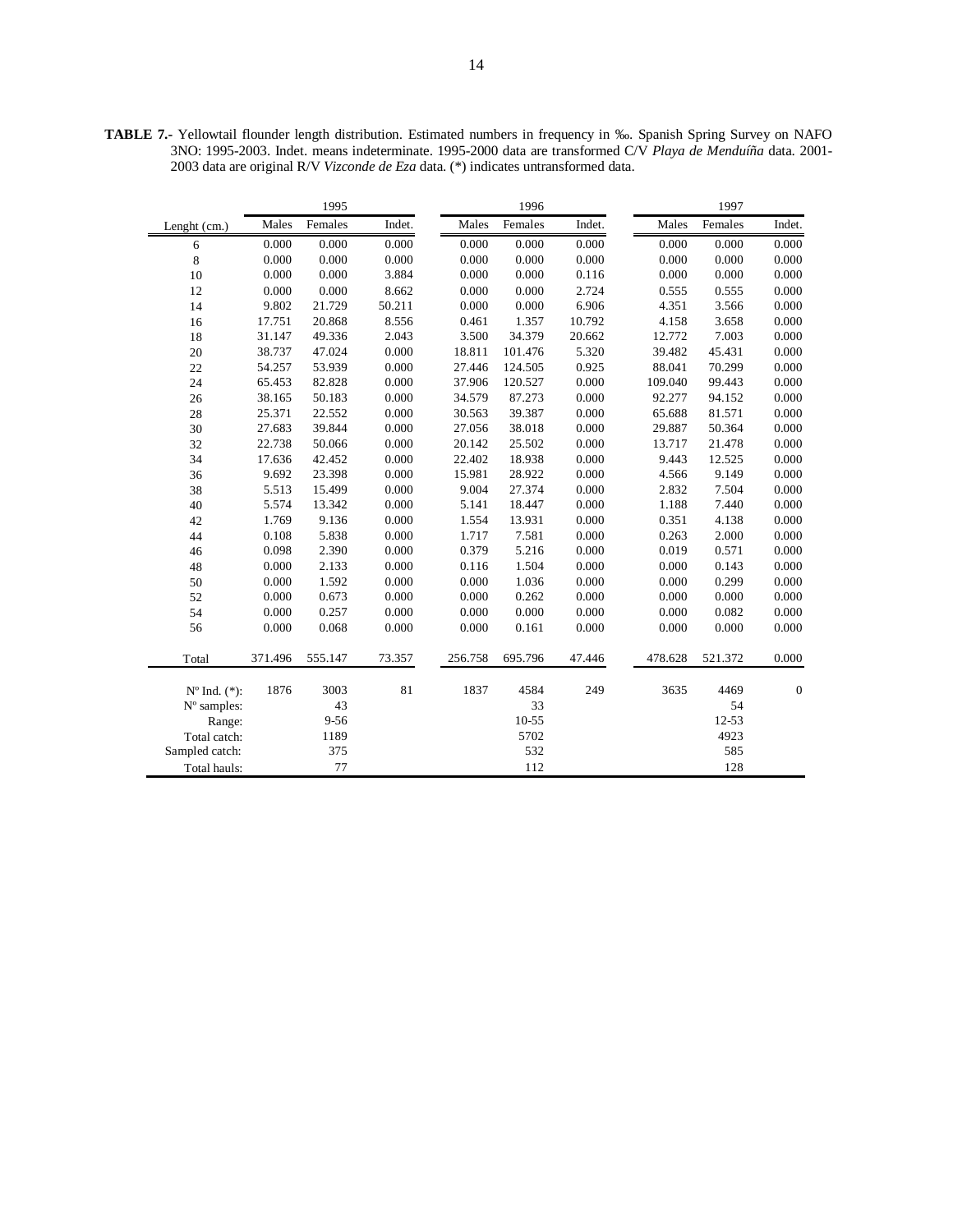**TABLE 7.-** Yellowtail flounder length distribution. Estimated numbers in frequency in ‰. Spanish Spring Survey on NAFO 3NO: 1995-2003. Indet. means indeterminate. 1995-2000 data are transformed C/V *Playa de Menduíña* data. 2001-2003 data are original R/V *Vizconde de Eza* data. (*) indicates untransformed data.

| | 1995 | | | 1996 | | | 1997 | | |
|---|---|---|---|---|---|---|---|---|---|
| Lenght (cm.) | Males | Females | Indet. | Males | Females | Indet. | Males | Females | Indet. |
| 6 | 0.000 | 0.000 | 0.000 | 0.000 | 0.000 | 0.000 | 0.000 | 0.000 | 0.000 |
| 8 | 0.000 | 0.000 | 0.000 | 0.000 | 0.000 | 0.000 | 0.000 | 0.000 | 0.000 |
| 10 | 0.000 | 0.000 | 3.884 | 0.000 | 0.000 | 0.116 | 0.000 | 0.000 | 0.000 |
| 12 | 0.000 | 0.000 | 8.662 | 0.000 | 0.000 | 2.724 | 0.555 | 0.555 | 0.000 |
| 14 | 9.802 | 21.729 | 50.211 | 0.000 | 0.000 | 6.906 | 4.351 | 3.566 | 0.000 |
| 16 | 17.751 | 20.868 | 8.556 | 0.461 | 1.357 | 10.792 | 4.158 | 3.658 | 0.000 |
| 18 | 31.147 | 49.336 | 2.043 | 3.500 | 34.379 | 20.662 | 12.772 | 7.003 | 0.000 |
| 20 | 38.737 | 47.024 | 0.000 | 18.811 | 101.476 | 5.320 | 39.482 | 45.431 | 0.000 |
| 22 | 54.257 | 53.939 | 0.000 | 27.446 | 124.505 | 0.925 | 88.041 | 70.299 | 0.000 |
| 24 | 65.453 | 82.828 | 0.000 | 37.906 | 120.527 | 0.000 | 109.040 | 99.443 | 0.000 |
| 26 | 38.165 | 50.183 | 0.000 | 34.579 | 87.273 | 0.000 | 92.277 | 94.152 | 0.000 |
| 28 | 25.371 | 22.552 | 0.000 | 30.563 | 39.387 | 0.000 | 65.688 | 81.571 | 0.000 |
| 30 | 27.683 | 39.844 | 0.000 | 27.056 | 38.018 | 0.000 | 29.887 | 50.364 | 0.000 |
| 32 | 22.738 | 50.066 | 0.000 | 20.142 | 25.502 | 0.000 | 13.717 | 21.478 | 0.000 |
| 34 | 17.636 | 42.452 | 0.000 | 22.402 | 18.938 | 0.000 | 9.443 | 12.525 | 0.000 |
| 36 | 9.692 | 23.398 | 0.000 | 15.981 | 28.922 | 0.000 | 4.566 | 9.149 | 0.000 |
| 38 | 5.513 | 15.499 | 0.000 | 9.004 | 27.374 | 0.000 | 2.832 | 7.504 | 0.000 |
| 40 | 5.574 | 13.342 | 0.000 | 5.141 | 18.447 | 0.000 | 1.188 | 7.440 | 0.000 |
| 42 | 1.769 | 9.136 | 0.000 | 1.554 | 13.931 | 0.000 | 0.351 | 4.138 | 0.000 |
| 44 | 0.108 | 5.838 | 0.000 | 1.717 | 7.581 | 0.000 | 0.263 | 2.000 | 0.000 |
| 46 | 0.098 | 2.390 | 0.000 | 0.379 | 5.216 | 0.000 | 0.019 | 0.571 | 0.000 |
| 48 | 0.000 | 2.133 | 0.000 | 0.116 | 1.504 | 0.000 | 0.000 | 0.143 | 0.000 |
| 50 | 0.000 | 1.592 | 0.000 | 0.000 | 1.036 | 0.000 | 0.000 | 0.299 | 0.000 |
| 52 | 0.000 | 0.673 | 0.000 | 0.000 | 0.262 | 0.000 | 0.000 | 0.000 | 0.000 |
| 54 | 0.000 | 0.257 | 0.000 | 0.000 | 0.000 | 0.000 | 0.000 | 0.082 | 0.000 |
| 56 | 0.000 | 0.068 | 0.000 | 0.000 | 0.161 | 0.000 | 0.000 | 0.000 | 0.000 |
| Total | 371.496 | 555.147 | 73.357 | 256.758 | 695.796 | 47.446 | 478.628 | 521.372 | 0.000 |
| Nº Ind. (*): | 1876 | 3003 | 81 | 1837 | 4584 | 249 | 3635 | 4469 | 0 |
| Nº samples: | | 43 | | | 33 | | | 54 | |
| Range: | | 9-56 | | | 10-55 | | | 12-53 | |
| Total catch: | | 1189 | | | 5702 | | | 4923 | |
| Sampled catch: | | 375 | | | 532 | | | 585 | |
| Total hauls: | | 77 | | | 112 | | | 128 | |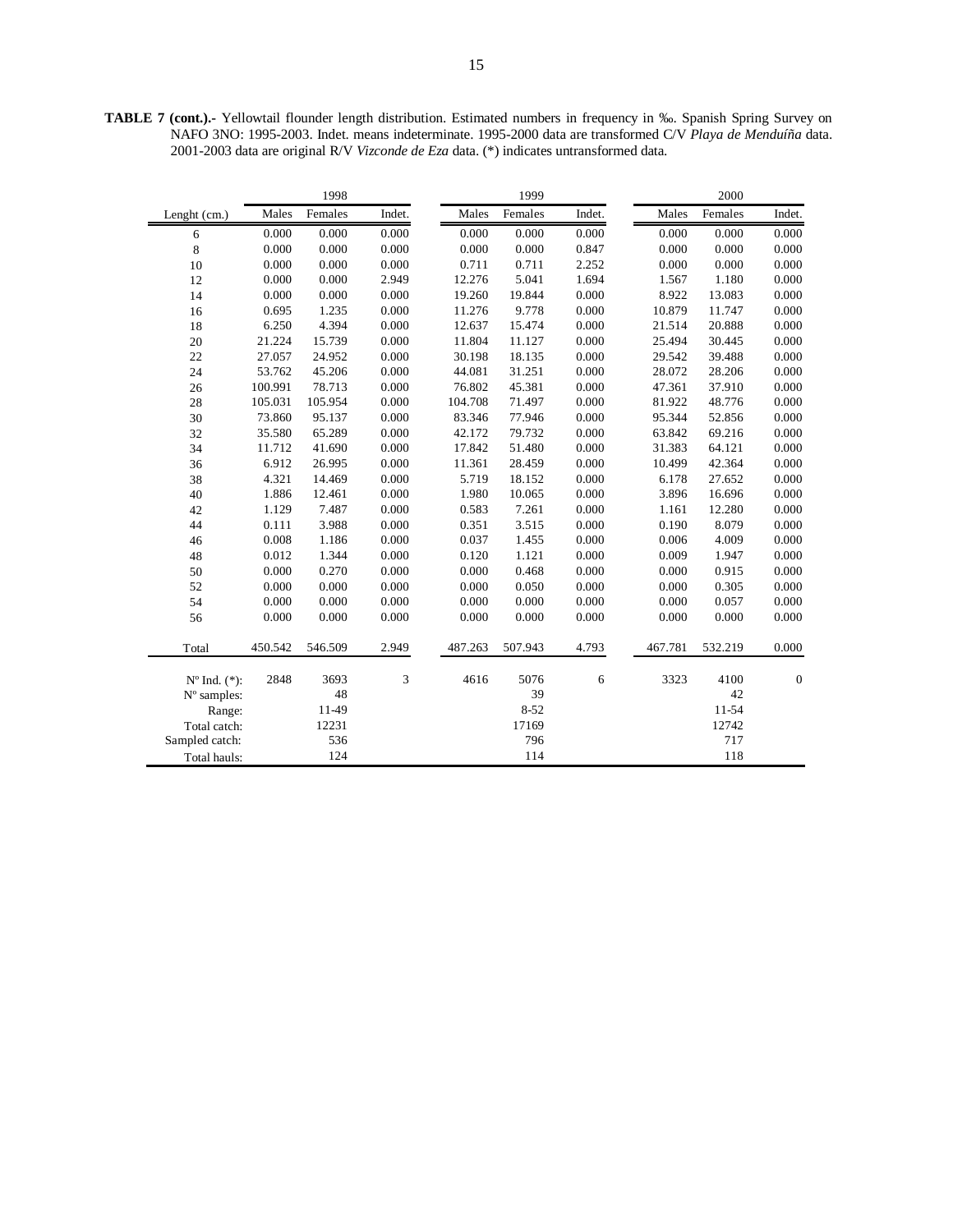**TABLE 7 (cont.).-** Yellowtail flounder length distribution. Estimated numbers in frequency in ‰. Spanish Spring Survey on NAFO 3NO: 1995-2003. Indet. means indeterminate. 1995-2000 data are transformed C/V *Playa de Menduíña* data. 2001-2003 data are original R/V *Vizconde de Eza* data. (*) indicates untransformed data.

| | 1998 | | | 1999 | | | 2000 | | |
|---|---|---|---|---|---|---|---|---|---|
| Lenght (cm.) | Males | Females | Indet. | Males | Females | Indet. | Males | Females | Indet. |
| 6 | 0.000 | 0.000 | 0.000 | 0.000 | 0.000 | 0.000 | 0.000 | 0.000 | 0.000 |
| 8 | 0.000 | 0.000 | 0.000 | 0.000 | 0.000 | 0.847 | 0.000 | 0.000 | 0.000 |
| 10 | 0.000 | 0.000 | 0.000 | 0.711 | 0.711 | 2.252 | 0.000 | 0.000 | 0.000 |
| 12 | 0.000 | 0.000 | 2.949 | 12.276 | 5.041 | 1.694 | 1.567 | 1.180 | 0.000 |
| 14 | 0.000 | 0.000 | 0.000 | 19.260 | 19.844 | 0.000 | 8.922 | 13.083 | 0.000 |
| 16 | 0.695 | 1.235 | 0.000 | 11.276 | 9.778 | 0.000 | 10.879 | 11.747 | 0.000 |
| 18 | 6.250 | 4.394 | 0.000 | 12.637 | 15.474 | 0.000 | 21.514 | 20.888 | 0.000 |
| 20 | 21.224 | 15.739 | 0.000 | 11.804 | 11.127 | 0.000 | 25.494 | 30.445 | 0.000 |
| 22 | 27.057 | 24.952 | 0.000 | 30.198 | 18.135 | 0.000 | 29.542 | 39.488 | 0.000 |
| 24 | 53.762 | 45.206 | 0.000 | 44.081 | 31.251 | 0.000 | 28.072 | 28.206 | 0.000 |
| 26 | 100.991 | 78.713 | 0.000 | 76.802 | 45.381 | 0.000 | 47.361 | 37.910 | 0.000 |
| 28 | 105.031 | 105.954 | 0.000 | 104.708 | 71.497 | 0.000 | 81.922 | 48.776 | 0.000 |
| 30 | 73.860 | 95.137 | 0.000 | 83.346 | 77.946 | 0.000 | 95.344 | 52.856 | 0.000 |
| 32 | 35.580 | 65.289 | 0.000 | 42.172 | 79.732 | 0.000 | 63.842 | 69.216 | 0.000 |
| 34 | 11.712 | 41.690 | 0.000 | 17.842 | 51.480 | 0.000 | 31.383 | 64.121 | 0.000 |
| 36 | 6.912 | 26.995 | 0.000 | 11.361 | 28.459 | 0.000 | 10.499 | 42.364 | 0.000 |
| 38 | 4.321 | 14.469 | 0.000 | 5.719 | 18.152 | 0.000 | 6.178 | 27.652 | 0.000 |
| 40 | 1.886 | 12.461 | 0.000 | 1.980 | 10.065 | 0.000 | 3.896 | 16.696 | 0.000 |
| 42 | 1.129 | 7.487 | 0.000 | 0.583 | 7.261 | 0.000 | 1.161 | 12.280 | 0.000 |
| 44 | 0.111 | 3.988 | 0.000 | 0.351 | 3.515 | 0.000 | 0.190 | 8.079 | 0.000 |
| 46 | 0.008 | 1.186 | 0.000 | 0.037 | 1.455 | 0.000 | 0.006 | 4.009 | 0.000 |
| 48 | 0.012 | 1.344 | 0.000 | 0.120 | 1.121 | 0.000 | 0.009 | 1.947 | 0.000 |
| 50 | 0.000 | 0.270 | 0.000 | 0.000 | 0.468 | 0.000 | 0.000 | 0.915 | 0.000 |
| 52 | 0.000 | 0.000 | 0.000 | 0.000 | 0.050 | 0.000 | 0.000 | 0.305 | 0.000 |
| 54 | 0.000 | 0.000 | 0.000 | 0.000 | 0.000 | 0.000 | 0.000 | 0.057 | 0.000 |
| 56 | 0.000 | 0.000 | 0.000 | 0.000 | 0.000 | 0.000 | 0.000 | 0.000 | 0.000 |
| Total | 450.542 | 546.509 | 2.949 | 487.263 | 507.943 | 4.793 | 467.781 | 532.219 | 0.000 |
| Nº Ind. (*): | 2848 | 3693 | 3 | 4616 | 5076 | 6 | 3323 | 4100 | 0 |
| Nº samples: | | 48 | | | 39 | | | 42 | |
| Range: | | 11-49 | | | 8-52 | | | 11-54 | |
| Total catch: | | 12231 | | | 17169 | | | 12742 | |
| Sampled catch: | | 536 | | | 796 | | | 717 | |
| Total hauls: | | 124 | | | 114 | | | 118 | |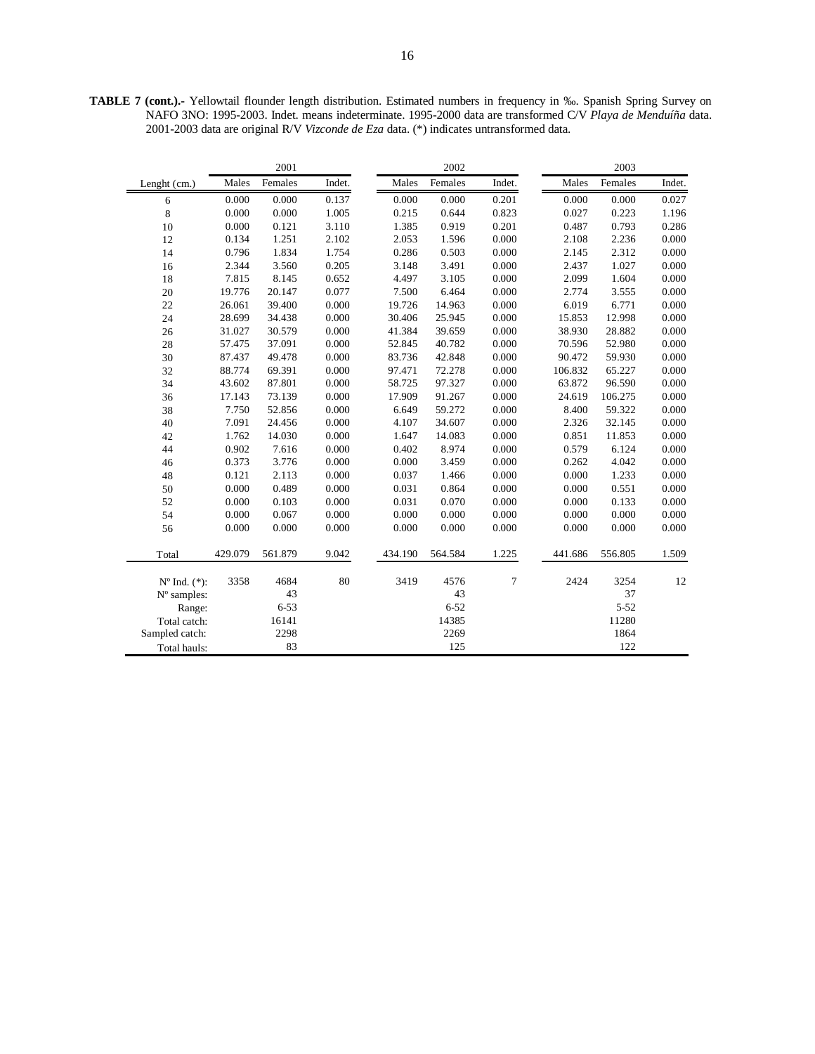**TABLE 7 (cont.).-** Yellowtail flounder length distribution. Estimated numbers in frequency in ‰. Spanish Spring Survey on NAFO 3NO: 1995-2003. Indet. means indeterminate. 1995-2000 data are transformed C/V *Playa de Menduíña* data. 2001-2003 data are original R/V *Vizconde de Eza* data. (*) indicates untransformed data.

| | 2001 | | | 2002 | | | 2003 | | |
|---|---|---|---|---|---|---|---|---|---|
| Lenght (cm.) | Males | Females | Indet. | Males | Females | Indet. | Males | Females | Indet. |
| 6 | 0.000 | 0.000 | 0.137 | 0.000 | 0.000 | 0.201 | 0.000 | 0.000 | 0.027 |
| 8 | 0.000 | 0.000 | 1.005 | 0.215 | 0.644 | 0.823 | 0.027 | 0.223 | 1.196 |
| 10 | 0.000 | 0.121 | 3.110 | 1.385 | 0.919 | 0.201 | 0.487 | 0.793 | 0.286 |
| 12 | 0.134 | 1.251 | 2.102 | 2.053 | 1.596 | 0.000 | 2.108 | 2.236 | 0.000 |
| 14 | 0.796 | 1.834 | 1.754 | 0.286 | 0.503 | 0.000 | 2.145 | 2.312 | 0.000 |
| 16 | 2.344 | 3.560 | 0.205 | 3.148 | 3.491 | 0.000 | 2.437 | 1.027 | 0.000 |
| 18 | 7.815 | 8.145 | 0.652 | 4.497 | 3.105 | 0.000 | 2.099 | 1.604 | 0.000 |
| 20 | 19.776 | 20.147 | 0.077 | 7.500 | 6.464 | 0.000 | 2.774 | 3.555 | 0.000 |
| 22 | 26.061 | 39.400 | 0.000 | 19.726 | 14.963 | 0.000 | 6.019 | 6.771 | 0.000 |
| 24 | 28.699 | 34.438 | 0.000 | 30.406 | 25.945 | 0.000 | 15.853 | 12.998 | 0.000 |
| 26 | 31.027 | 30.579 | 0.000 | 41.384 | 39.659 | 0.000 | 38.930 | 28.882 | 0.000 |
| 28 | 57.475 | 37.091 | 0.000 | 52.845 | 40.782 | 0.000 | 70.596 | 52.980 | 0.000 |
| 30 | 87.437 | 49.478 | 0.000 | 83.736 | 42.848 | 0.000 | 90.472 | 59.930 | 0.000 |
| 32 | 88.774 | 69.391 | 0.000 | 97.471 | 72.278 | 0.000 | 106.832 | 65.227 | 0.000 |
| 34 | 43.602 | 87.801 | 0.000 | 58.725 | 97.327 | 0.000 | 63.872 | 96.590 | 0.000 |
| 36 | 17.143 | 73.139 | 0.000 | 17.909 | 91.267 | 0.000 | 24.619 | 106.275 | 0.000 |
| 38 | 7.750 | 52.856 | 0.000 | 6.649 | 59.272 | 0.000 | 8.400 | 59.322 | 0.000 |
| 40 | 7.091 | 24.456 | 0.000 | 4.107 | 34.607 | 0.000 | 2.326 | 32.145 | 0.000 |
| 42 | 1.762 | 14.030 | 0.000 | 1.647 | 14.083 | 0.000 | 0.851 | 11.853 | 0.000 |
| 44 | 0.902 | 7.616 | 0.000 | 0.402 | 8.974 | 0.000 | 0.579 | 6.124 | 0.000 |
| 46 | 0.373 | 3.776 | 0.000 | 0.000 | 3.459 | 0.000 | 0.262 | 4.042 | 0.000 |
| 48 | 0.121 | 2.113 | 0.000 | 0.037 | 1.466 | 0.000 | 0.000 | 1.233 | 0.000 |
| 50 | 0.000 | 0.489 | 0.000 | 0.031 | 0.864 | 0.000 | 0.000 | 0.551 | 0.000 |
| 52 | 0.000 | 0.103 | 0.000 | 0.031 | 0.070 | 0.000 | 0.000 | 0.133 | 0.000 |
| 54 | 0.000 | 0.067 | 0.000 | 0.000 | 0.000 | 0.000 | 0.000 | 0.000 | 0.000 |
| 56 | 0.000 | 0.000 | 0.000 | 0.000 | 0.000 | 0.000 | 0.000 | 0.000 | 0.000 |
| Total | 429.079 | 561.879 | 9.042 | 434.190 | 564.584 | 1.225 | 441.686 | 556.805 | 1.509 |
| Nº Ind. (*): | 3358 | 4684 | 80 | 3419 | 4576 | 7 | 2424 | 3254 | 12 |
| Nº samples: | | 43 | | | 43 | | | 37 | |
| Range: | | 6-53 | | | 6-52 | | | 5-52 | |
| Total catch: | | 16141 | | | 14385 | | | 11280 | |
| Sampled catch: | | 2298 | | | 2269 | | | 1864 | |
| Total hauls: | | 83 | | | 125 | | | 122 | |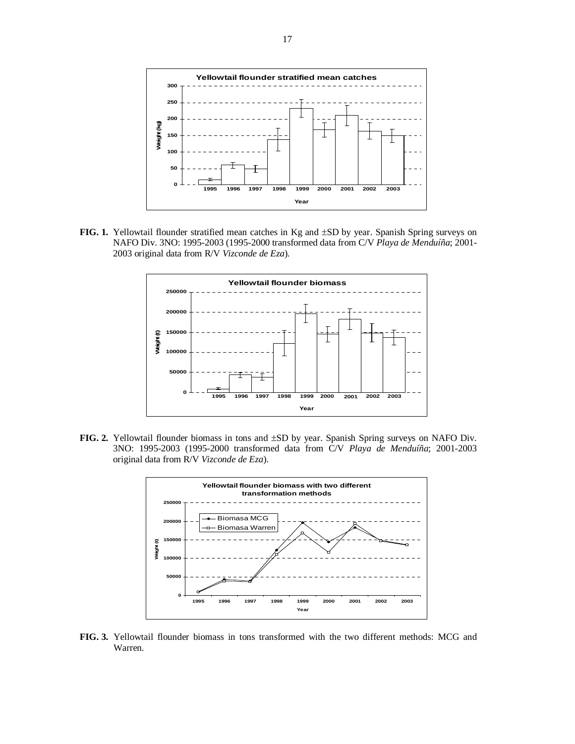**FIG. 1.** Yellowtail flounder stratified mean catches in Kg and ±SD by year. Spanish Spring surveys on NAFO Div. 3NO: 1995-2003 (1995-2000 transformed data from C/V *Playa de Menduíña*; 2001-2003 original data from R/V *Vizconde de Eza*).

**FIG. 2.** Yellowtail flounder biomass in tons and ±SD by year. Spanish Spring surveys on NAFO Div. 3NO: 1995-2003 (1995-2000 transformed data from C/V *Playa de Menduíña*; 2001-2003 original data from R/V *Vizconde de Eza*).

**FIG. 3.** Yellowtail flounder biomass in tons transformed with the two different methods: MCG and Warren.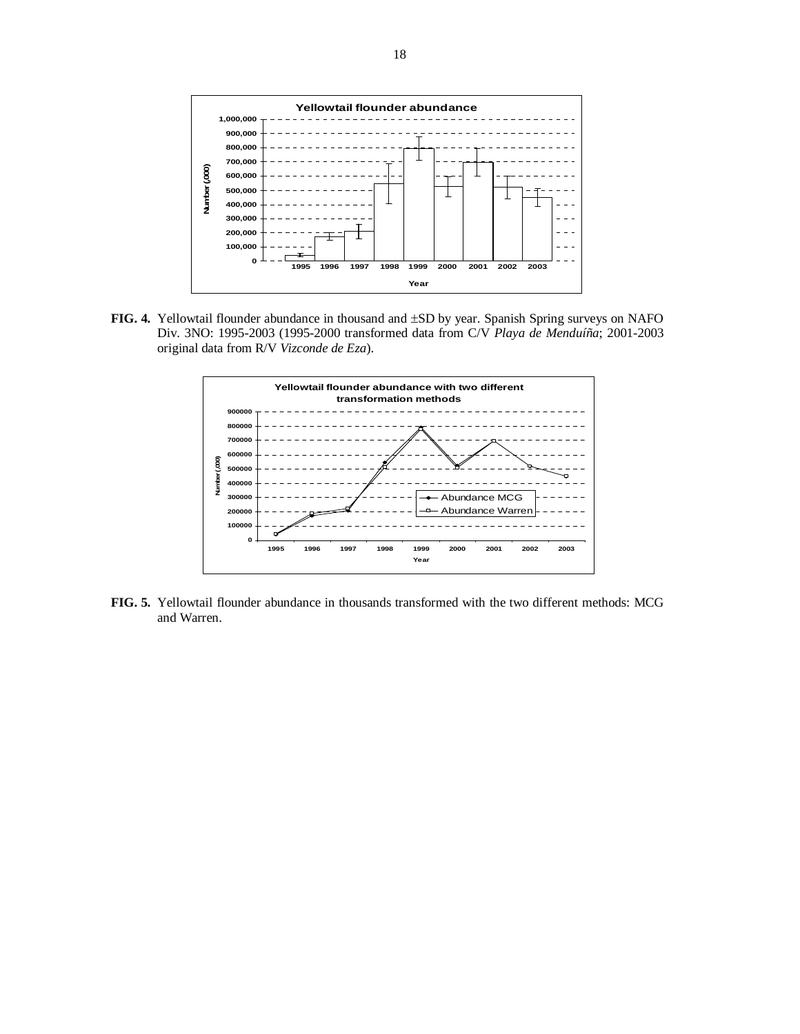**FIG. 4.** Yellowtail flounder abundance in thousand and ±SD by year. Spanish Spring surveys on NAFO Div. 3NO: 1995-2003 (1995-2000 transformed data from C/V *Playa de Menduíña*; 2001-2003 original data from R/V *Vizconde de Eza*).

**FIG. 5.** Yellowtail flounder abundance in thousands transformed with the two different methods: MCG and Warren.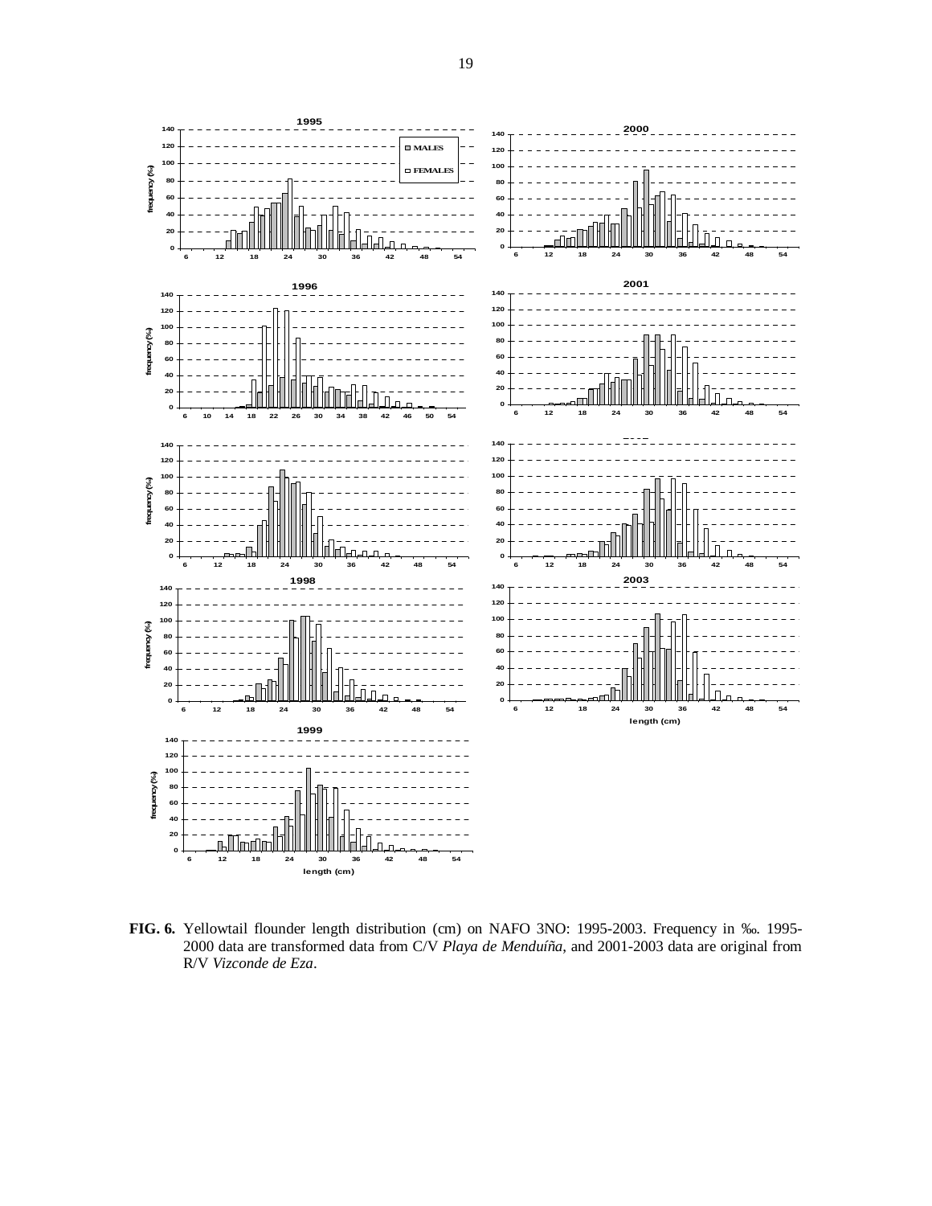1995

MALES

FEMALES

frequency (‰)

140
120
100
80
60
40
20
0

6 12 18 24 30 36 42 48 54

2000

1996

6 10 14 18 22 26 30 34 38 42 46 50 54

2001

1998

2003

length (cm)

1999

length (cm)

**FIG. 6.** Yellowtail flounder length distribution (cm) on NAFO 3NO: 1995-2003. Frequency in ‰. 1995-2000 data are transformed data from C/V *Playa de Menduíña*, and 2001-2003 data are original from R/V *Vizconde de Eza*.